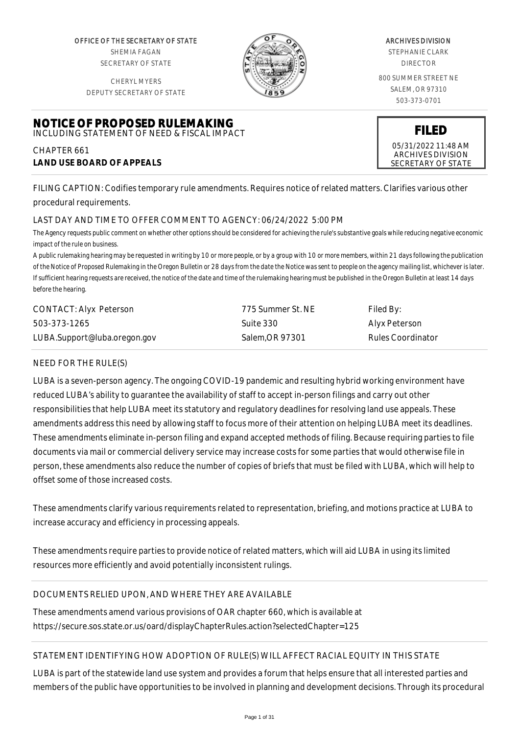OFFICE OF THE SECRETARY OF STATE
SHEMIA FAGAN
SECRETARY OF STATE

CHERYL MYERS
DEPUTY SECRETARY OF STATE

ARCHIVES DIVISION
STEPHANIE CLARK
DIRECTOR

800 SUMMER STREET NE
SALEM, OR 97310
503-373-0701

# NOTICE OF PROPOSED RULEMAKING

INCLUDING STATEMENT OF NEED & FISCAL IMPACT

CHAPTER 661
**LAND USE BOARD OF APPEALS**

**FILED**
05/31/2022 11:48 AM
ARCHIVES DIVISION
SECRETARY OF STATE

FILING CAPTION: Codifies temporary rule amendments. Requires notice of related matters. Clarifies various other procedural requirements.

LAST DAY AND TIME TO OFFER COMMENT TO AGENCY: 06/24/2022 5:00 PM

*The Agency requests public comment on whether other options should be considered for achieving the rule's substantive goals while reducing negative economic impact of the rule on business.*

*A public rulemaking hearing may be requested in writing by 10 or more people, or by a group with 10 or more members, within 21 days following the publication of the Notice of Proposed Rulemaking in the Oregon Bulletin or 28 days from the date the Notice was sent to people on the agency mailing list, whichever is later. If sufficient hearing requests are received, the notice of the date and time of the rulemaking hearing must be published in the Oregon Bulletin at least 14 days before the hearing.*

| CONTACT: Alyx Peterson | 775 Summer St. NE | Filed By: |
|---|---|---|
| 503-373-1265 | Suite 330 | Alyx Peterson |
| LUBA.Support@luba.oregon.gov | Salem,OR 97301 | Rules Coordinator |

## NEED FOR THE RULE(S)

LUBA is a seven-person agency. The ongoing COVID-19 pandemic and resulting hybrid working environment have reduced LUBA's ability to guarantee the availability of staff to accept in-person filings and carry out other responsibilities that help LUBA meet its statutory and regulatory deadlines for resolving land use appeals. These amendments address this need by allowing staff to focus more of their attention on helping LUBA meet its deadlines. These amendments eliminate in-person filing and expand accepted methods of filing. Because requiring parties to file documents via mail or commercial delivery service may increase costs for some parties that would otherwise file in person, these amendments also reduce the number of copies of briefs that must be filed with LUBA, which will help to offset some of those increased costs.

These amendments clarify various requirements related to representation, briefing, and motions practice at LUBA to increase accuracy and efficiency in processing appeals.

These amendments require parties to provide notice of related matters, which will aid LUBA in using its limited resources more efficiently and avoid potentially inconsistent rulings.

## DOCUMENTS RELIED UPON, AND WHERE THEY ARE AVAILABLE

These amendments amend various provisions of OAR chapter 660, which is available at https://secure.sos.state.or.us/oard/displayChapterRules.action?selectedChapter=125

## STATEMENT IDENTIFYING HOW ADOPTION OF RULE(S) WILL AFFECT RACIAL EQUITY IN THIS STATE

LUBA is part of the statewide land use system and provides a forum that helps ensure that all interested parties and members of the public have opportunities to be involved in planning and development decisions. Through its procedural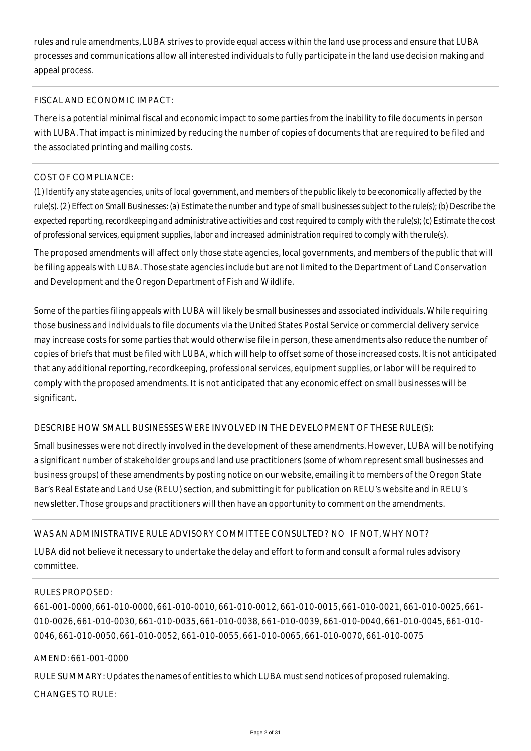rules and rule amendments, LUBA strives to provide equal access within the land use process and ensure that LUBA processes and communications allow all interested individuals to fully participate in the land use decision making and appeal process.

---

FISCAL AND ECONOMIC IMPACT:

There is a potential minimal fiscal and economic impact to some parties from the inability to file documents in person with LUBA. That impact is minimized by reducing the number of copies of documents that are required to be filed and the associated printing and mailing costs.

---

COST OF COMPLIANCE:

*(1) Identify any state agencies, units of local government, and members of the public likely to be economically affected by the rule(s). (2) Effect on Small Businesses: (a) Estimate the number and type of small businesses subject to the rule(s); (b) Describe the expected reporting, recordkeeping and administrative activities and cost required to comply with the rule(s); (c) Estimate the cost of professional services, equipment supplies, labor and increased administration required to comply with the rule(s).*

The proposed amendments will affect only those state agencies, local governments, and members of the public that will be filing appeals with LUBA. Those state agencies include but are not limited to the Department of Land Conservation and Development and the Oregon Department of Fish and Wildlife.

Some of the parties filing appeals with LUBA will likely be small businesses and associated individuals. While requiring those business and individuals to file documents via the United States Postal Service or commercial delivery service may increase costs for some parties that would otherwise file in person, these amendments also reduce the number of copies of briefs that must be filed with LUBA, which will help to offset some of those increased costs. It is not anticipated that any additional reporting, recordkeeping, professional services, equipment supplies, or labor will be required to comply with the proposed amendments. It is not anticipated that any economic effect on small businesses will be significant.

---

DESCRIBE HOW SMALL BUSINESSES WERE INVOLVED IN THE DEVELOPMENT OF THESE RULE(S):

Small businesses were not directly involved in the development of these amendments. However, LUBA will be notifying a significant number of stakeholder groups and land use practitioners (some of whom represent small businesses and business groups) of these amendments by posting notice on our website, emailing it to members of the Oregon State Bar's Real Estate and Land Use (RELU) section, and submitting it for publication on RELU's website and in RELU's newsletter. Those groups and practitioners will then have an opportunity to comment on the amendments.

---

WAS AN ADMINISTRATIVE RULE ADVISORY COMMITTEE CONSULTED? NO IF NOT, WHY NOT?

LUBA did not believe it necessary to undertake the delay and effort to form and consult a formal rules advisory committee.

---

RULES PROPOSED:

661-001-0000, 661-010-0000, 661-010-0010, 661-010-0012, 661-010-0015, 661-010-0021, 661-010-0025, 661-010-0026, 661-010-0030, 661-010-0035, 661-010-0038, 661-010-0039, 661-010-0040, 661-010-0045, 661-010-0046, 661-010-0050, 661-010-0052, 661-010-0055, 661-010-0065, 661-010-0070, 661-010-0075

AMEND: 661-001-0000

RULE SUMMARY: Updates the names of entities to which LUBA must send notices of proposed rulemaking.

CHANGES TO RULE: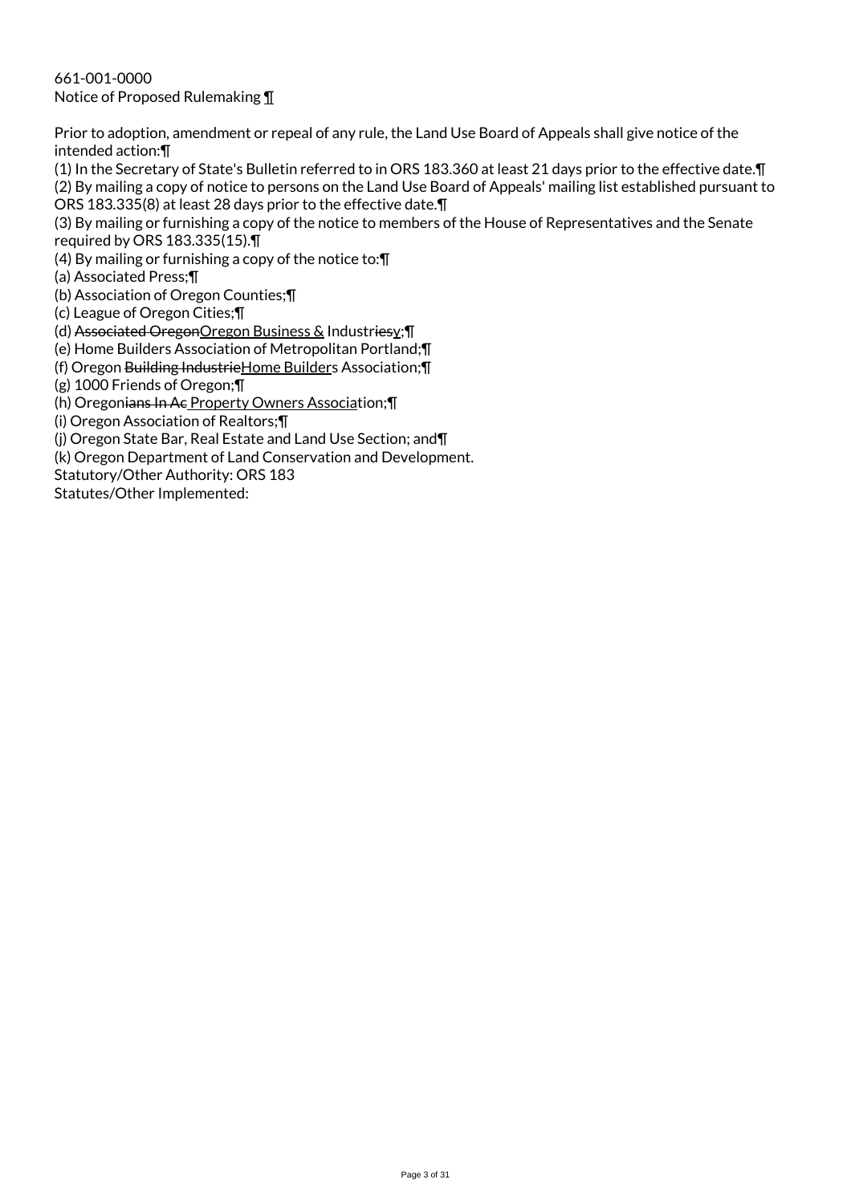661-001-0000
Notice of Proposed Rulemaking ¶

Prior to adoption, amendment or repeal of any rule, the Land Use Board of Appeals shall give notice of the intended action:¶
(1) In the Secretary of State's Bulletin referred to in ORS 183.360 at least 21 days prior to the effective date.¶
(2) By mailing a copy of notice to persons on the Land Use Board of Appeals' mailing list established pursuant to ORS 183.335(8) at least 28 days prior to the effective date.¶
(3) By mailing or furnishing a copy of the notice to members of the House of Representatives and the Senate required by ORS 183.335(15).¶
(4) By mailing or furnishing a copy of the notice to:¶
(a) Associated Press;¶
(b) Association of Oregon Counties;¶
(c) League of Oregon Cities;¶
(d) ~~Associated Oregon~~<u>Oregon Business &</u> Industr~~ies~~<u>y</u>;¶
(e) Home Builders Association of Metropolitan Portland;¶
(f) Oregon ~~Building Industrie~~<u>Home Builder</u>s Association;¶
(g) 1000 Friends of Oregon;¶
(h) Oregon~~ians In Ac~~<u> Property Owners Associa</u>tion;¶
(i) Oregon Association of Realtors;¶
(j) Oregon State Bar, Real Estate and Land Use Section; and¶
(k) Oregon Department of Land Conservation and Development.
Statutory/Other Authority: ORS 183
Statutes/Other Implemented: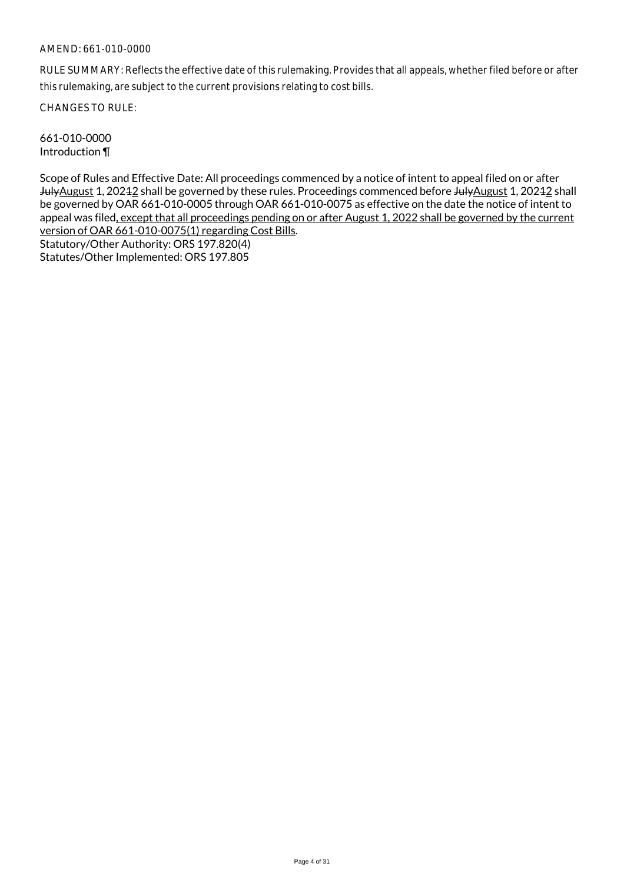AMEND: 661-010-0000

RULE SUMMARY: Reflects the effective date of this rulemaking. Provides that all appeals, whether filed before or after this rulemaking, are subject to the current provisions relating to cost bills.

CHANGES TO RULE:

661-010-0000
Introduction ¶

Scope of Rules and Effective Date: All proceedings commenced by a notice of intent to appeal filed on or after ~~July~~<u>August</u> 1, 202~~1~~<u>2</u> shall be governed by these rules. Proceedings commenced before ~~July~~<u>August</u> 1, 202~~1~~<u>2</u> shall be governed by OAR 661-010-0005 through OAR 661-010-0075 as effective on the date the notice of intent to appeal was filed<u>, except that all proceedings pending on or after August 1, 2022 shall be governed by the current version of OAR 661-010-0075(1) regarding Cost Bills</u>.
Statutory/Other Authority: ORS 197.820(4)
Statutes/Other Implemented: ORS 197.805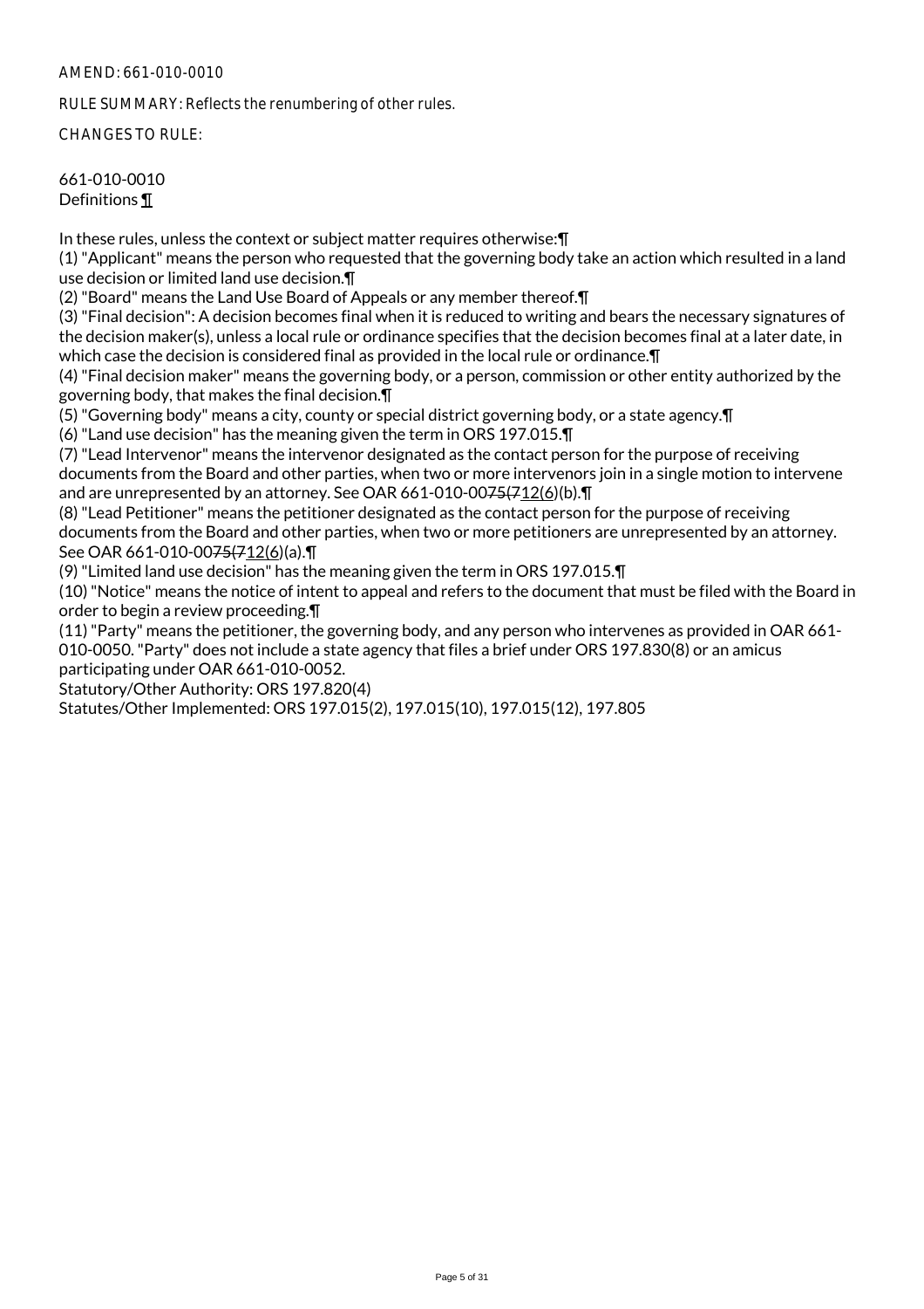AMEND: 661-010-0010

RULE SUMMARY: Reflects the renumbering of other rules.

CHANGES TO RULE:

661-010-0010
Definitions ¶

In these rules, unless the context or subject matter requires otherwise:¶
(1) "Applicant" means the person who requested that the governing body take an action which resulted in a land use decision or limited land use decision.¶
(2) "Board" means the Land Use Board of Appeals or any member thereof.¶
(3) "Final decision": A decision becomes final when it is reduced to writing and bears the necessary signatures of the decision maker(s), unless a local rule or ordinance specifies that the decision becomes final at a later date, in which case the decision is considered final as provided in the local rule or ordinance.¶
(4) "Final decision maker" means the governing body, or a person, commission or other entity authorized by the governing body, that makes the final decision.¶
(5) "Governing body" means a city, county or special district governing body, or a state agency.¶
(6) "Land use decision" has the meaning given the term in ORS 197.015.¶
(7) "Lead Intervenor" means the intervenor designated as the contact person for the purpose of receiving documents from the Board and other parties, when two or more intervenors join in a single motion to intervene and are unrepresented by an attorney. See OAR 661-010-0075(712(6)(b).¶
(8) "Lead Petitioner" means the petitioner designated as the contact person for the purpose of receiving documents from the Board and other parties, when two or more petitioners are unrepresented by an attorney. See OAR 661-010-0075(712(6)(a).¶
(9) "Limited land use decision" has the meaning given the term in ORS 197.015.¶
(10) "Notice" means the notice of intent to appeal and refers to the document that must be filed with the Board in order to begin a review proceeding.¶
(11) "Party" means the petitioner, the governing body, and any person who intervenes as provided in OAR 661-010-0050. "Party" does not include a state agency that files a brief under ORS 197.830(8) or an amicus participating under OAR 661-010-0052.
Statutory/Other Authority: ORS 197.820(4)
Statutes/Other Implemented: ORS 197.015(2), 197.015(10), 197.015(12), 197.805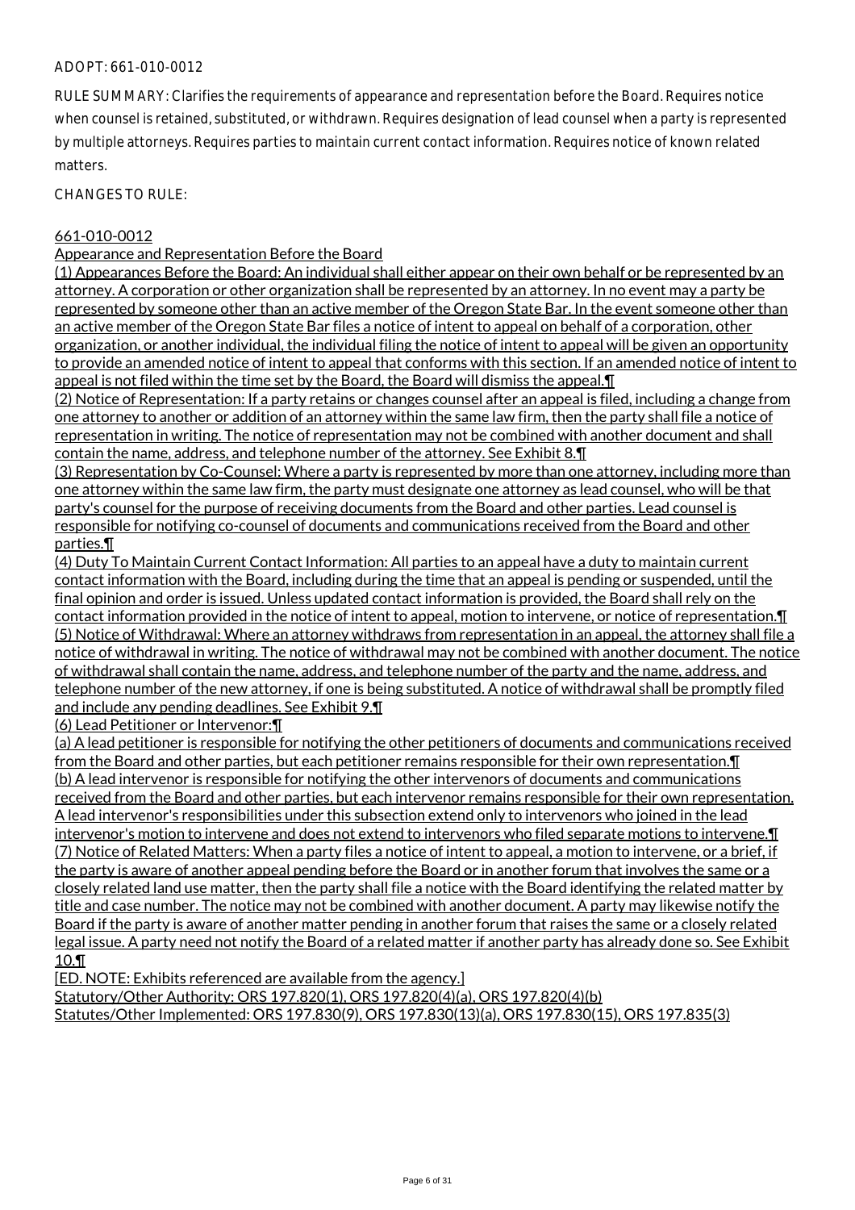ADOPT: 661-010-0012

RULE SUMMARY: Clarifies the requirements of appearance and representation before the Board. Requires notice when counsel is retained, substituted, or withdrawn. Requires designation of lead counsel when a party is represented by multiple attorneys. Requires parties to maintain current contact information. Requires notice of known related matters.

CHANGES TO RULE:

661-010-0012
Appearance and Representation Before the Board

(1) Appearances Before the Board: An individual shall either appear on their own behalf or be represented by an attorney. A corporation or other organization shall be represented by an attorney. In no event may a party be represented by someone other than an active member of the Oregon State Bar. In the event someone other than an active member of the Oregon State Bar files a notice of intent to appeal on behalf of a corporation, other organization, or another individual, the individual filing the notice of intent to appeal will be given an opportunity to provide an amended notice of intent to appeal that conforms with this section. If an amended notice of intent to appeal is not filed within the time set by the Board, the Board will dismiss the appeal.¶

(2) Notice of Representation: If a party retains or changes counsel after an appeal is filed, including a change from one attorney to another or addition of an attorney within the same law firm, then the party shall file a notice of representation in writing. The notice of representation may not be combined with another document and shall contain the name, address, and telephone number of the attorney. See Exhibit 8.¶

(3) Representation by Co-Counsel: Where a party is represented by more than one attorney, including more than one attorney within the same law firm, the party must designate one attorney as lead counsel, who will be that party's counsel for the purpose of receiving documents from the Board and other parties. Lead counsel is responsible for notifying co-counsel of documents and communications received from the Board and other parties.¶

(4) Duty To Maintain Current Contact Information: All parties to an appeal have a duty to maintain current contact information with the Board, including during the time that an appeal is pending or suspended, until the final opinion and order is issued. Unless updated contact information is provided, the Board shall rely on the contact information provided in the notice of intent to appeal, motion to intervene, or notice of representation.¶

(5) Notice of Withdrawal: Where an attorney withdraws from representation in an appeal, the attorney shall file a notice of withdrawal in writing. The notice of withdrawal may not be combined with another document. The notice of withdrawal shall contain the name, address, and telephone number of the party and the name, address, and telephone number of the new attorney, if one is being substituted. A notice of withdrawal shall be promptly filed and include any pending deadlines. See Exhibit 9.¶

(6) Lead Petitioner or Intervenor:¶

(a) A lead petitioner is responsible for notifying the other petitioners of documents and communications received from the Board and other parties, but each petitioner remains responsible for their own representation.¶

(b) A lead intervenor is responsible for notifying the other intervenors of documents and communications received from the Board and other parties, but each intervenor remains responsible for their own representation. A lead intervenor's responsibilities under this subsection extend only to intervenors who joined in the lead intervenor's motion to intervene and does not extend to intervenors who filed separate motions to intervene.¶

(7) Notice of Related Matters: When a party files a notice of intent to appeal, a motion to intervene, or a brief, if the party is aware of another appeal pending before the Board or in another forum that involves the same or a closely related land use matter, then the party shall file a notice with the Board identifying the related matter by title and case number. The notice may not be combined with another document. A party may likewise notify the Board if the party is aware of another matter pending in another forum that raises the same or a closely related legal issue. A party need not notify the Board of a related matter if another party has already done so. See Exhibit 10.¶

[ED. NOTE: Exhibits referenced are available from the agency.]

Statutory/Other Authority: ORS 197.820(1), ORS 197.820(4)(a), ORS 197.820(4)(b)

Statutes/Other Implemented: ORS 197.830(9), ORS 197.830(13)(a), ORS 197.830(15), ORS 197.835(3)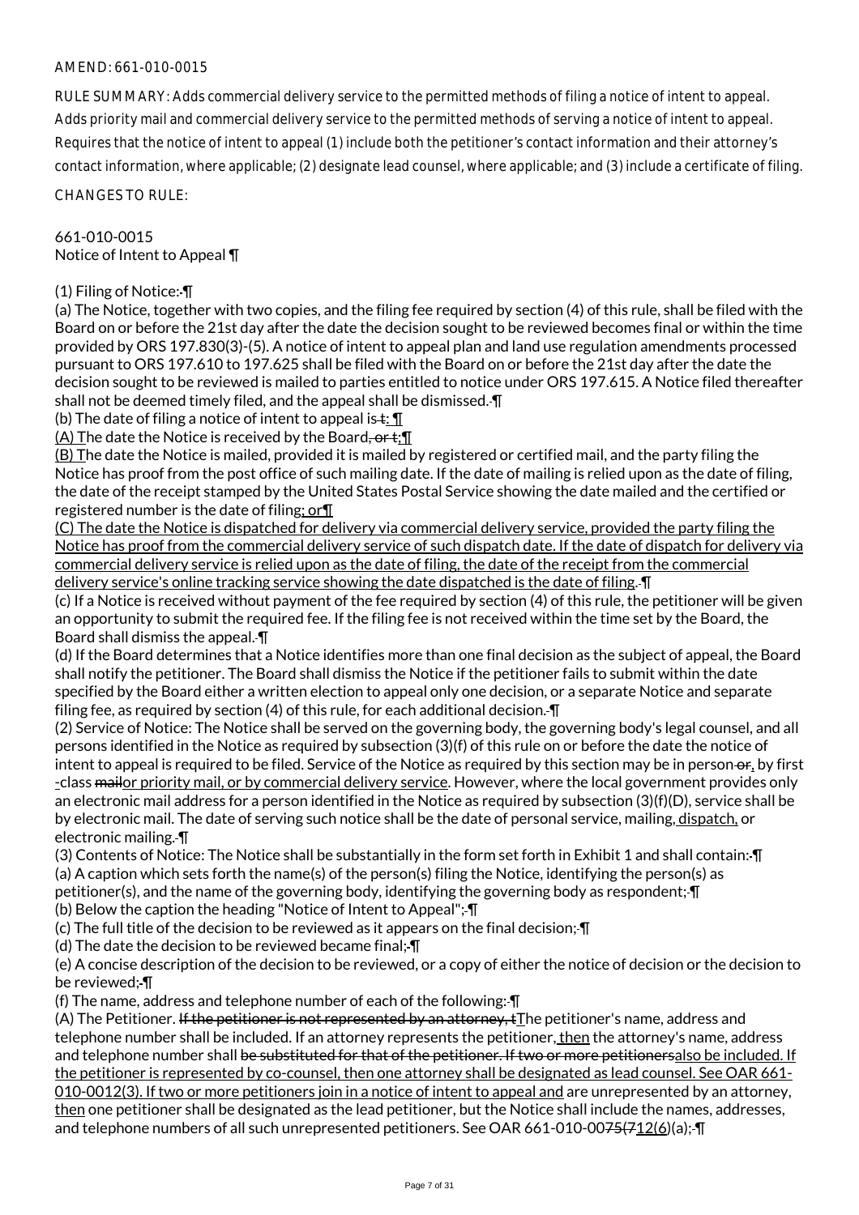AMEND: 661-010-0015

RULE SUMMARY: Adds commercial delivery service to the permitted methods of filing a notice of intent to appeal. Adds priority mail and commercial delivery service to the permitted methods of serving a notice of intent to appeal. Requires that the notice of intent to appeal (1) include both the petitioner's contact information and their attorney's contact information, where applicable; (2) designate lead counsel, where applicable; and (3) include a certificate of filing.

CHANGES TO RULE:

661-010-0015
Notice of Intent to Appeal ¶

(1) Filing of Notice: ¶
(a) The Notice, together with two copies, and the filing fee required by section (4) of this rule, shall be filed with the Board on or before the 21st day after the date the decision sought to be reviewed becomes final or within the time provided by ORS 197.830(3)-(5). A notice of intent to appeal plan and land use regulation amendments processed pursuant to ORS 197.610 to 197.625 shall be filed with the Board on or before the 21st day after the date the decision sought to be reviewed is mailed to parties entitled to notice under ORS 197.615. A Notice filed thereafter shall not be deemed timely filed, and the appeal shall be dismissed. ¶
(b) The date of filing a notice of intent to appeal is ~~t~~: ¶
(A) The date the Notice is received by the Board~~, or t~~; ¶
(B) The date the Notice is mailed, provided it is mailed by registered or certified mail, and the party filing the Notice has proof from the post office of such mailing date. If the date of mailing is relied upon as the date of filing, the date of the receipt stamped by the United States Postal Service showing the date mailed and the certified or registered number is the date of filing; or ¶
(C) The date the Notice is dispatched for delivery via commercial delivery service, provided the party filing the Notice has proof from the commercial delivery service of such dispatch date. If the date of dispatch for delivery via commercial delivery service is relied upon as the date of filing, the date of the receipt from the commercial delivery service's online tracking service showing the date dispatched is the date of filing. ¶
(c) If a Notice is received without payment of the fee required by section (4) of this rule, the petitioner will be given an opportunity to submit the required fee. If the filing fee is not received within the time set by the Board, the Board shall dismiss the appeal. ¶
(d) If the Board determines that a Notice identifies more than one final decision as the subject of appeal, the Board shall notify the petitioner. The Board shall dismiss the Notice if the petitioner fails to submit within the date specified by the Board either a written election to appeal only one decision, or a separate Notice and separate filing fee, as required by section (4) of this rule, for each additional decision. ¶
(2) Service of Notice: The Notice shall be served on the governing body, the governing body's legal counsel, and all persons identified in the Notice as required by subsection (3)(f) of this rule on or before the date the notice of intent to appeal is required to be filed. Service of the Notice as required by this section may be in person ~~or~~, by first -class ~~mail~~or priority mail, or by commercial delivery service. However, where the local government provides only an electronic mail address for a person identified in the Notice as required by subsection (3)(f)(D), service shall be by electronic mail. The date of serving such notice shall be the date of personal service, mailing, dispatch, or electronic mailing. ¶
(3) Contents of Notice: The Notice shall be substantially in the form set forth in Exhibit 1 and shall contain: ¶
(a) A caption which sets forth the name(s) of the person(s) filing the Notice, identifying the person(s) as petitioner(s), and the name of the governing body, identifying the governing body as respondent; ¶
(b) Below the caption the heading "Notice of Intent to Appeal"; ¶
(c) The full title of the decision to be reviewed as it appears on the final decision; ¶
(d) The date the decision to be reviewed became final; ¶
(e) A concise description of the decision to be reviewed, or a copy of either the notice of decision or the decision to be reviewed; ¶
(f) The name, address and telephone number of each of the following: ¶
(A) The Petitioner. ~~If the petitioner is not represented by an attorney, t~~The petitioner's name, address and telephone number shall be included. If an attorney represents the petitioner, then the attorney's name, address and telephone number shall ~~be substituted for that of the petitioner. If two or more petitioners~~also be included. If the petitioner is represented by co-counsel, then one attorney shall be designated as lead counsel. See OAR 661-010-0012(3). If two or more petitioners join in a notice of intent to appeal and are unrepresented by an attorney, then one petitioner shall be designated as the lead petitioner, but the Notice shall include the names, addresses, and telephone numbers of all such unrepresented petitioners. See OAR 661-010-00~~75(7~~12(6)(a); ¶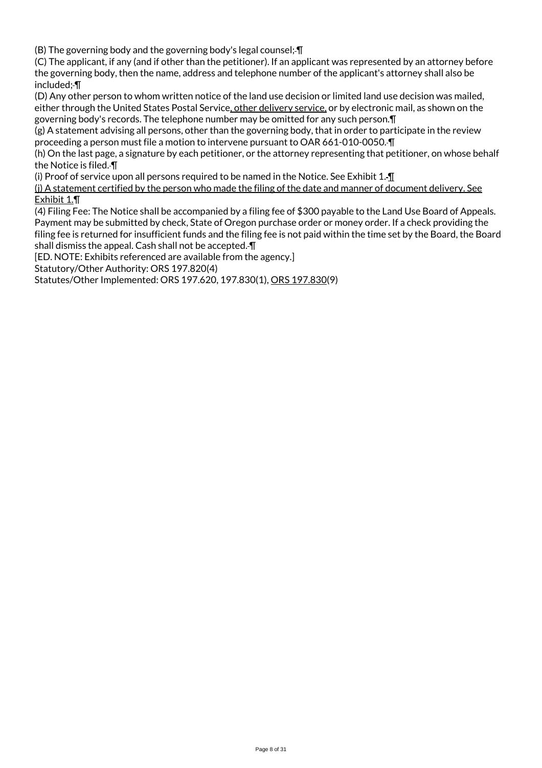(B) The governing body and the governing body's legal counsel;¶

(C) The applicant, if any (and if other than the petitioner). If an applicant was represented by an attorney before the governing body, then the name, address and telephone number of the applicant's attorney shall also be included;¶

(D) Any other person to whom written notice of the land use decision or limited land use decision was mailed, either through the United States Postal Service, other delivery service, or by electronic mail, as shown on the governing body's records. The telephone number may be omitted for any such person.¶

(g) A statement advising all persons, other than the governing body, that in order to participate in the review proceeding a person must file a motion to intervene pursuant to OAR 661-010-0050.¶

(h) On the last page, a signature by each petitioner, or the attorney representing that petitioner, on whose behalf the Notice is filed.¶

(i) Proof of service upon all persons required to be named in the Notice. See Exhibit 1.¶

(j) A statement certified by the person who made the filing of the date and manner of document delivery. See Exhibit 1.¶

(4) Filing Fee: The Notice shall be accompanied by a filing fee of $300 payable to the Land Use Board of Appeals. Payment may be submitted by check, State of Oregon purchase order or money order. If a check providing the filing fee is returned for insufficient funds and the filing fee is not paid within the time set by the Board, the Board shall dismiss the appeal. Cash shall not be accepted.¶

[ED. NOTE: Exhibits referenced are available from the agency.]

Statutory/Other Authority: ORS 197.820(4)

Statutes/Other Implemented: ORS 197.620, 197.830(1), ORS 197.830(9)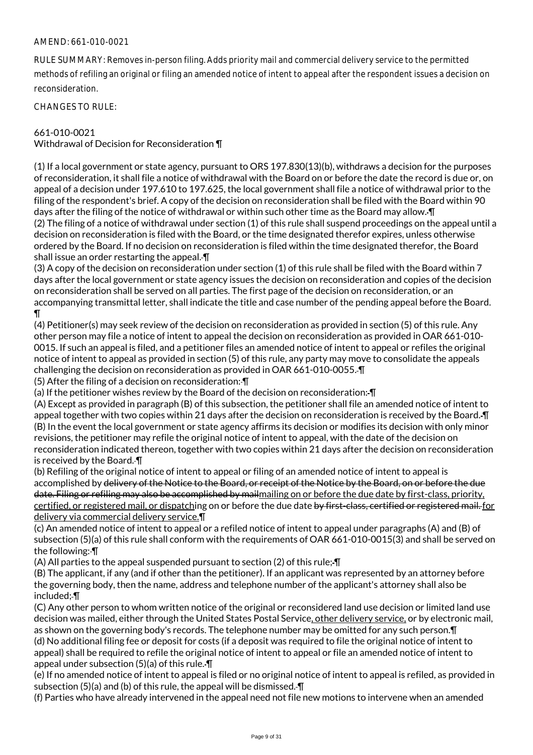AMEND: 661-010-0021

RULE SUMMARY: Removes in-person filing. Adds priority mail and commercial delivery service to the permitted methods of refiling an original or filing an amended notice of intent to appeal after the respondent issues a decision on reconsideration.

CHANGES TO RULE:

661-010-0021
Withdrawal of Decision for Reconsideration ¶

(1) If a local government or state agency, pursuant to ORS 197.830(13)(b), withdraws a decision for the purposes of reconsideration, it shall file a notice of withdrawal with the Board on or before the date the record is due or, on appeal of a decision under 197.610 to 197.625, the local government shall file a notice of withdrawal prior to the filing of the respondent's brief. A copy of the decision on reconsideration shall be filed with the Board within 90 days after the filing of the notice of withdrawal or within such other time as the Board may allow. ¶
(2) The filing of a notice of withdrawal under section (1) of this rule shall suspend proceedings on the appeal until a decision on reconsideration is filed with the Board, or the time designated therefor expires, unless otherwise ordered by the Board. If no decision on reconsideration is filed within the time designated therefor, the Board shall issue an order restarting the appeal. ¶
(3) A copy of the decision on reconsideration under section (1) of this rule shall be filed with the Board within 7 days after the local government or state agency issues the decision on reconsideration and copies of the decision on reconsideration shall be served on all parties. The first page of the decision on reconsideration, or an accompanying transmittal letter, shall indicate the title and case number of the pending appeal before the Board. ¶
(4) Petitioner(s) may seek review of the decision on reconsideration as provided in section (5) of this rule. Any other person may file a notice of intent to appeal the decision on reconsideration as provided in OAR 661-010-0015. If such an appeal is filed, and a petitioner files an amended notice of intent to appeal or refiles the original notice of intent to appeal as provided in section (5) of this rule, any party may move to consolidate the appeals challenging the decision on reconsideration as provided in OAR 661-010-0055. ¶
(5) After the filing of a decision on reconsideration: ¶
(a) If the petitioner wishes review by the Board of the decision on reconsideration: ¶
(A) Except as provided in paragraph (B) of this subsection, the petitioner shall file an amended notice of intent to appeal together with two copies within 21 days after the decision on reconsideration is received by the Board. ¶
(B) In the event the local government or state agency affirms its decision or modifies its decision with only minor revisions, the petitioner may refile the original notice of intent to appeal, with the date of the decision on reconsideration indicated thereon, together with two copies within 21 days after the decision on reconsideration is received by the Board. ¶
(b) Refiling of the original notice of intent to appeal or filing of an amended notice of intent to appeal is accomplished by ~~delivery of the Notice to the Board, or receipt of the Notice by the Board, on or before the due date. Filing or refiling may also be accomplished by mail~~mailing on or before the due date by first-class, priority, certified, or registered mail, or dispatching on or before the due date ~~by first-class, certified or registered mail.~~ for delivery via commercial delivery service.¶
(c) An amended notice of intent to appeal or a refiled notice of intent to appeal under paragraphs (A) and (B) of subsection (5)(a) of this rule shall conform with the requirements of OAR 661-010-0015(3) and shall be served on the following: ¶
(A) All parties to the appeal suspended pursuant to section (2) of this rule; ¶
(B) The applicant, if any (and if other than the petitioner). If an applicant was represented by an attorney before the governing body, then the name, address and telephone number of the applicant's attorney shall also be included; ¶
(C) Any other person to whom written notice of the original or reconsidered land use decision or limited land use decision was mailed, either through the United States Postal Service, other delivery service, or by electronic mail, as shown on the governing body's records. The telephone number may be omitted for any such person.¶
(d) No additional filing fee or deposit for costs (if a deposit was required to file the original notice of intent to appeal) shall be required to refile the original notice of intent to appeal or file an amended notice of intent to appeal under subsection (5)(a) of this rule. ¶
(e) If no amended notice of intent to appeal is filed or no original notice of intent to appeal is refiled, as provided in subsection (5)(a) and (b) of this rule, the appeal will be dismissed. ¶
(f) Parties who have already intervened in the appeal need not file new motions to intervene when an amended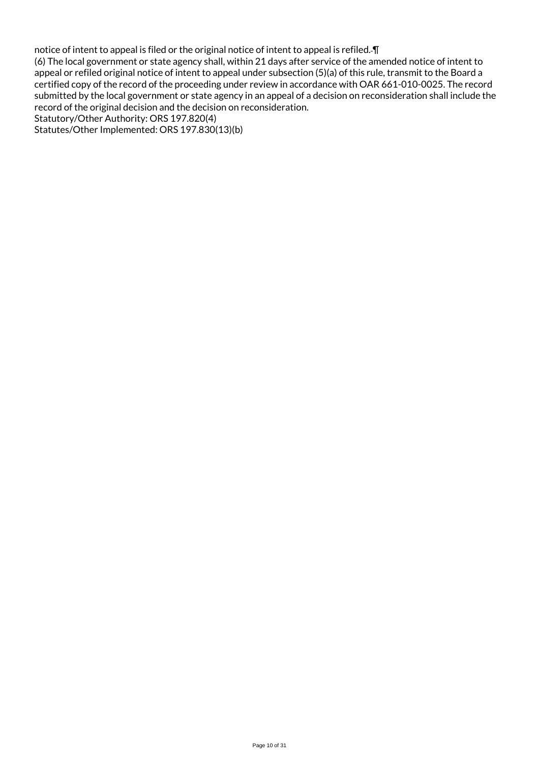notice of intent to appeal is filed or the original notice of intent to appeal is refiled.¶

(6) The local government or state agency shall, within 21 days after service of the amended notice of intent to appeal or refiled original notice of intent to appeal under subsection (5)(a) of this rule, transmit to the Board a certified copy of the record of the proceeding under review in accordance with OAR 661-010-0025. The record submitted by the local government or state agency in an appeal of a decision on reconsideration shall include the record of the original decision and the decision on reconsideration.

Statutory/Other Authority: ORS 197.820(4)

Statutes/Other Implemented: ORS 197.830(13)(b)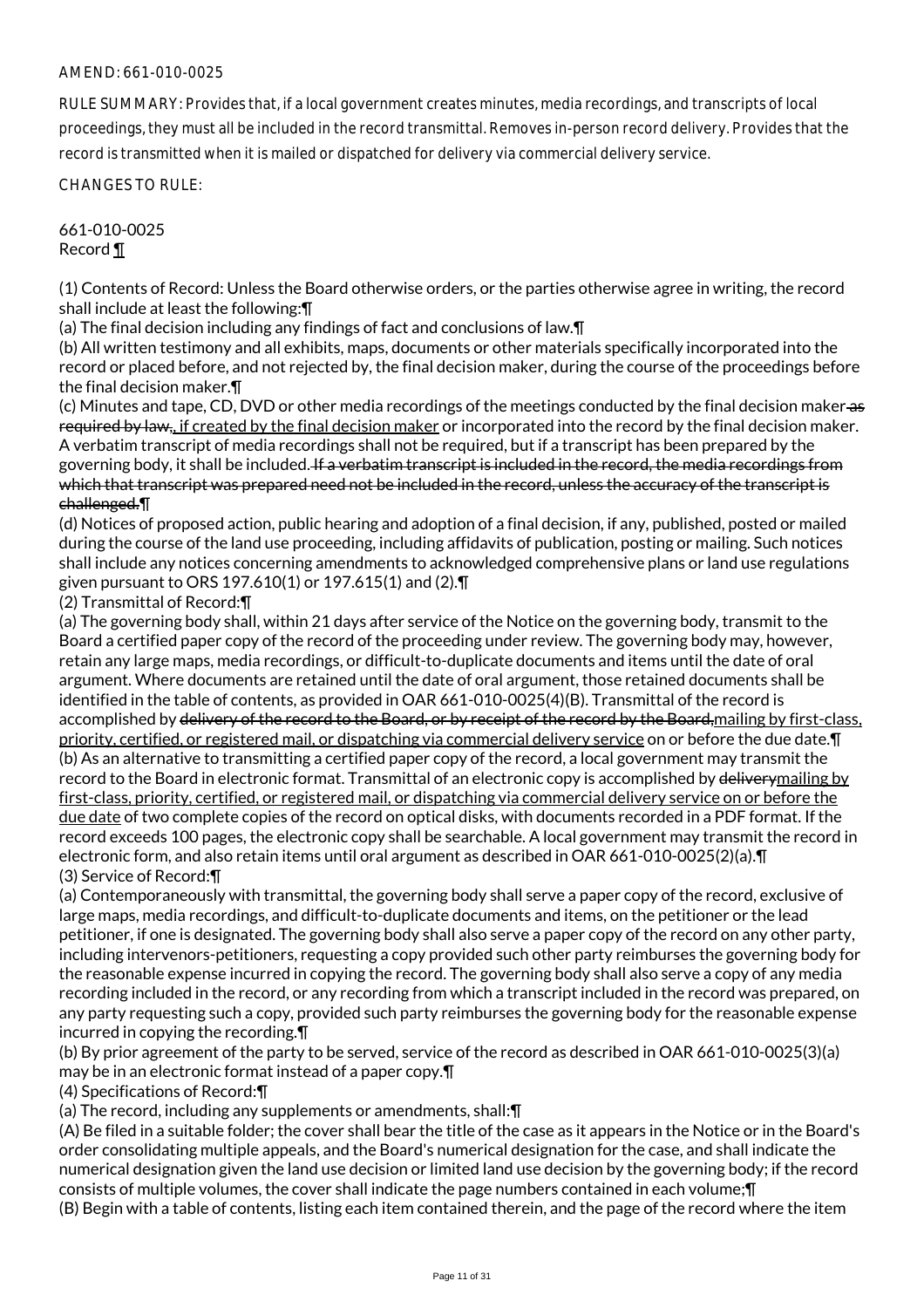AMEND: 661-010-0025

RULE SUMMARY: Provides that, if a local government creates minutes, media recordings, and transcripts of local proceedings, they must all be included in the record transmittal. Removes in-person record delivery. Provides that the record is transmitted when it is mailed or dispatched for delivery via commercial delivery service.

CHANGES TO RULE:

661-010-0025
Record ¶

(1) Contents of Record: Unless the Board otherwise orders, or the parties otherwise agree in writing, the record shall include at least the following:¶
(a) The final decision including any findings of fact and conclusions of law.¶
(b) All written testimony and all exhibits, maps, documents or other materials specifically incorporated into the record or placed before, and not rejected by, the final decision maker, during the course of the proceedings before the final decision maker.¶
(c) Minutes and tape, CD, DVD or other media recordings of the meetings conducted by the final decision maker ~~as required by law,~~, if created by the final decision maker or incorporated into the record by the final decision maker. A verbatim transcript of media recordings shall not be required, but if a transcript has been prepared by the governing body, it shall be included. ~~If a verbatim transcript is included in the record, the media recordings from which that transcript was prepared need not be included in the record, unless the accuracy of the transcript is challenged.~~¶
(d) Notices of proposed action, public hearing and adoption of a final decision, if any, published, posted or mailed during the course of the land use proceeding, including affidavits of publication, posting or mailing. Such notices shall include any notices concerning amendments to acknowledged comprehensive plans or land use regulations given pursuant to ORS 197.610(1) or 197.615(1) and (2).¶
(2) Transmittal of Record:¶
(a) The governing body shall, within 21 days after service of the Notice on the governing body, transmit to the Board a certified paper copy of the record of the proceeding under review. The governing body may, however, retain any large maps, media recordings, or difficult-to-duplicate documents and items until the date of oral argument. Where documents are retained until the date of oral argument, those retained documents shall be identified in the table of contents, as provided in OAR 661-010-0025(4)(B). Transmittal of the record is accomplished by ~~delivery of the record to the Board, or by receipt of the record by the Board,~~mailing by first-class, priority, certified, or registered mail, or dispatching via commercial delivery service on or before the due date.¶
(b) As an alternative to transmitting a certified paper copy of the record, a local government may transmit the record to the Board in electronic format. Transmittal of an electronic copy is accomplished by ~~delivery~~mailing by first-class, priority, certified, or registered mail, or dispatching via commercial delivery service on or before the due date of two complete copies of the record on optical disks, with documents recorded in a PDF format. If the record exceeds 100 pages, the electronic copy shall be searchable. A local government may transmit the record in electronic form, and also retain items until oral argument as described in OAR 661-010-0025(2)(a).¶
(3) Service of Record:¶
(a) Contemporaneously with transmittal, the governing body shall serve a paper copy of the record, exclusive of large maps, media recordings, and difficult-to-duplicate documents and items, on the petitioner or the lead petitioner, if one is designated. The governing body shall also serve a paper copy of the record on any other party, including intervenors-petitioners, requesting a copy provided such other party reimburses the governing body for the reasonable expense incurred in copying the record. The governing body shall also serve a copy of any media recording included in the record, or any recording from which a transcript included in the record was prepared, on any party requesting such a copy, provided such party reimburses the governing body for the reasonable expense incurred in copying the recording.¶
(b) By prior agreement of the party to be served, service of the record as described in OAR 661-010-0025(3)(a) may be in an electronic format instead of a paper copy.¶
(4) Specifications of Record:¶
(a) The record, including any supplements or amendments, shall:¶
(A) Be filed in a suitable folder; the cover shall bear the title of the case as it appears in the Notice or in the Board's order consolidating multiple appeals, and the Board's numerical designation for the case, and shall indicate the numerical designation given the land use decision or limited land use decision by the governing body; if the record consists of multiple volumes, the cover shall indicate the page numbers contained in each volume;¶
(B) Begin with a table of contents, listing each item contained therein, and the page of the record where the item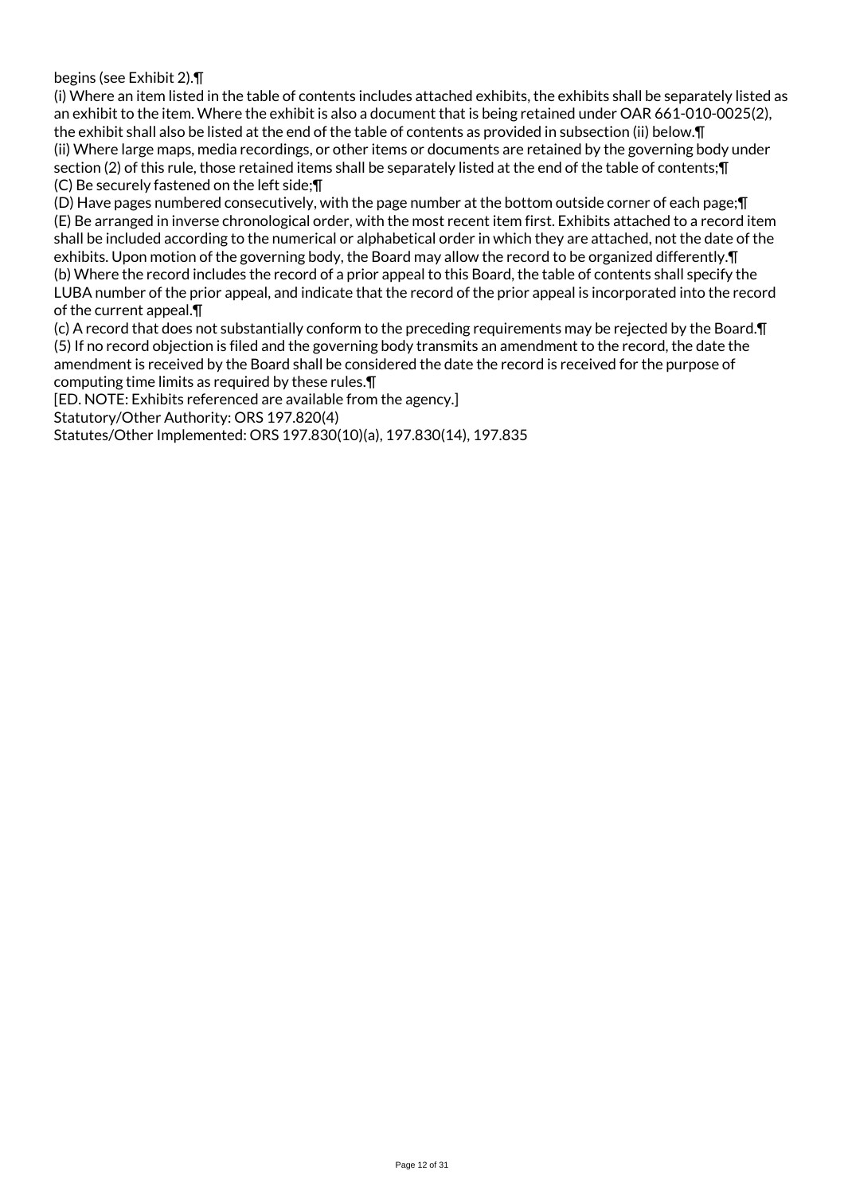begins (see Exhibit 2).¶

(i) Where an item listed in the table of contents includes attached exhibits, the exhibits shall be separately listed as an exhibit to the item. Where the exhibit is also a document that is being retained under OAR 661-010-0025(2), the exhibit shall also be listed at the end of the table of contents as provided in subsection (ii) below.¶

(ii) Where large maps, media recordings, or other items or documents are retained by the governing body under section (2) of this rule, those retained items shall be separately listed at the end of the table of contents;¶

(C) Be securely fastened on the left side;¶

(D) Have pages numbered consecutively, with the page number at the bottom outside corner of each page;¶

(E) Be arranged in inverse chronological order, with the most recent item first. Exhibits attached to a record item shall be included according to the numerical or alphabetical order in which they are attached, not the date of the exhibits. Upon motion of the governing body, the Board may allow the record to be organized differently.¶

(b) Where the record includes the record of a prior appeal to this Board, the table of contents shall specify the LUBA number of the prior appeal, and indicate that the record of the prior appeal is incorporated into the record of the current appeal.¶

(c) A record that does not substantially conform to the preceding requirements may be rejected by the Board.¶

(5) If no record objection is filed and the governing body transmits an amendment to the record, the date the amendment is received by the Board shall be considered the date the record is received for the purpose of computing time limits as required by these rules.¶

[ED. NOTE: Exhibits referenced are available from the agency.]

Statutory/Other Authority: ORS 197.820(4)

Statutes/Other Implemented: ORS 197.830(10)(a), 197.830(14), 197.835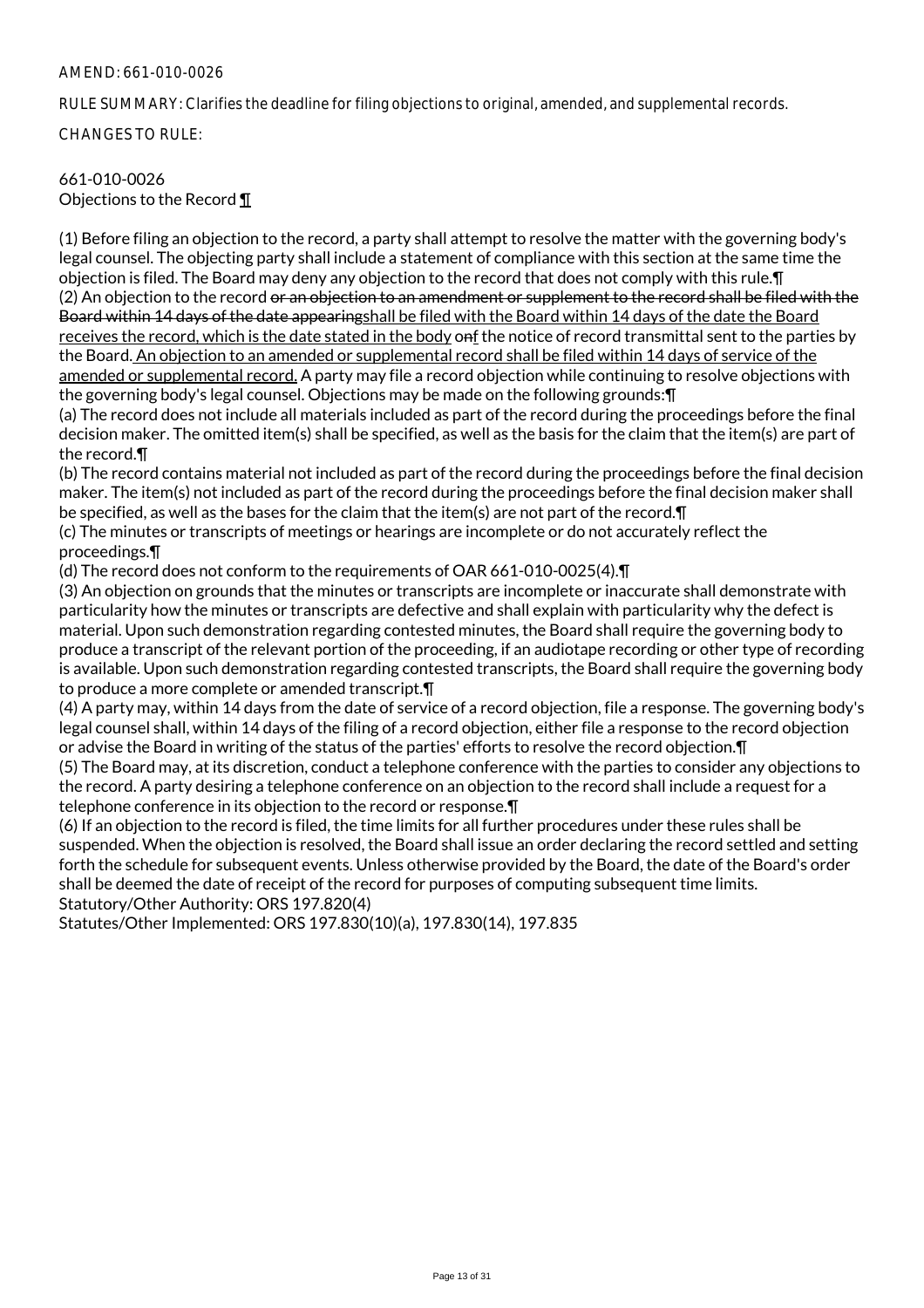AMEND: 661-010-0026

RULE SUMMARY: Clarifies the deadline for filing objections to original, amended, and supplemental records.

CHANGES TO RULE:

661-010-0026
Objections to the Record <u>¶</u>

(1) Before filing an objection to the record, a party shall attempt to resolve the matter with the governing body's legal counsel. The objecting party shall include a statement of compliance with this section at the same time the objection is filed. The Board may deny any objection to the record that does not comply with this rule.¶
(2) An objection to the record ~~or an objection to an amendment or supplement to the record shall be filed with the Board within 14 days of the date appearing~~<u>shall be filed with the Board within 14 days of the date the Board receives the record, which is the date stated in the body</u> ~~on~~<u>f</u> the notice of record transmittal sent to the parties by the Board<u>. An objection to an amended or supplemental record shall be filed within 14 days of service of the amended or supplemental record.</u> A party may file a record objection while continuing to resolve objections with the governing body's legal counsel. Objections may be made on the following grounds:¶
(a) The record does not include all materials included as part of the record during the proceedings before the final decision maker. The omitted item(s) shall be specified, as well as the basis for the claim that the item(s) are part of the record.¶
(b) The record contains material not included as part of the record during the proceedings before the final decision maker. The item(s) not included as part of the record during the proceedings before the final decision maker shall be specified, as well as the bases for the claim that the item(s) are not part of the record.¶
(c) The minutes or transcripts of meetings or hearings are incomplete or do not accurately reflect the proceedings.¶
(d) The record does not conform to the requirements of OAR 661-010-0025(4).¶
(3) An objection on grounds that the minutes or transcripts are incomplete or inaccurate shall demonstrate with particularity how the minutes or transcripts are defective and shall explain with particularity why the defect is material. Upon such demonstration regarding contested minutes, the Board shall require the governing body to produce a transcript of the relevant portion of the proceeding, if an audiotape recording or other type of recording is available. Upon such demonstration regarding contested transcripts, the Board shall require the governing body to produce a more complete or amended transcript.¶
(4) A party may, within 14 days from the date of service of a record objection, file a response. The governing body's legal counsel shall, within 14 days of the filing of a record objection, either file a response to the record objection or advise the Board in writing of the status of the parties' efforts to resolve the record objection.¶
(5) The Board may, at its discretion, conduct a telephone conference with the parties to consider any objections to the record. A party desiring a telephone conference on an objection to the record shall include a request for a telephone conference in its objection to the record or response.¶
(6) If an objection to the record is filed, the time limits for all further procedures under these rules shall be suspended. When the objection is resolved, the Board shall issue an order declaring the record settled and setting forth the schedule for subsequent events. Unless otherwise provided by the Board, the date of the Board's order shall be deemed the date of receipt of the record for purposes of computing subsequent time limits.
Statutory/Other Authority: ORS 197.820(4)
Statutes/Other Implemented: ORS 197.830(10)(a), 197.830(14), 197.835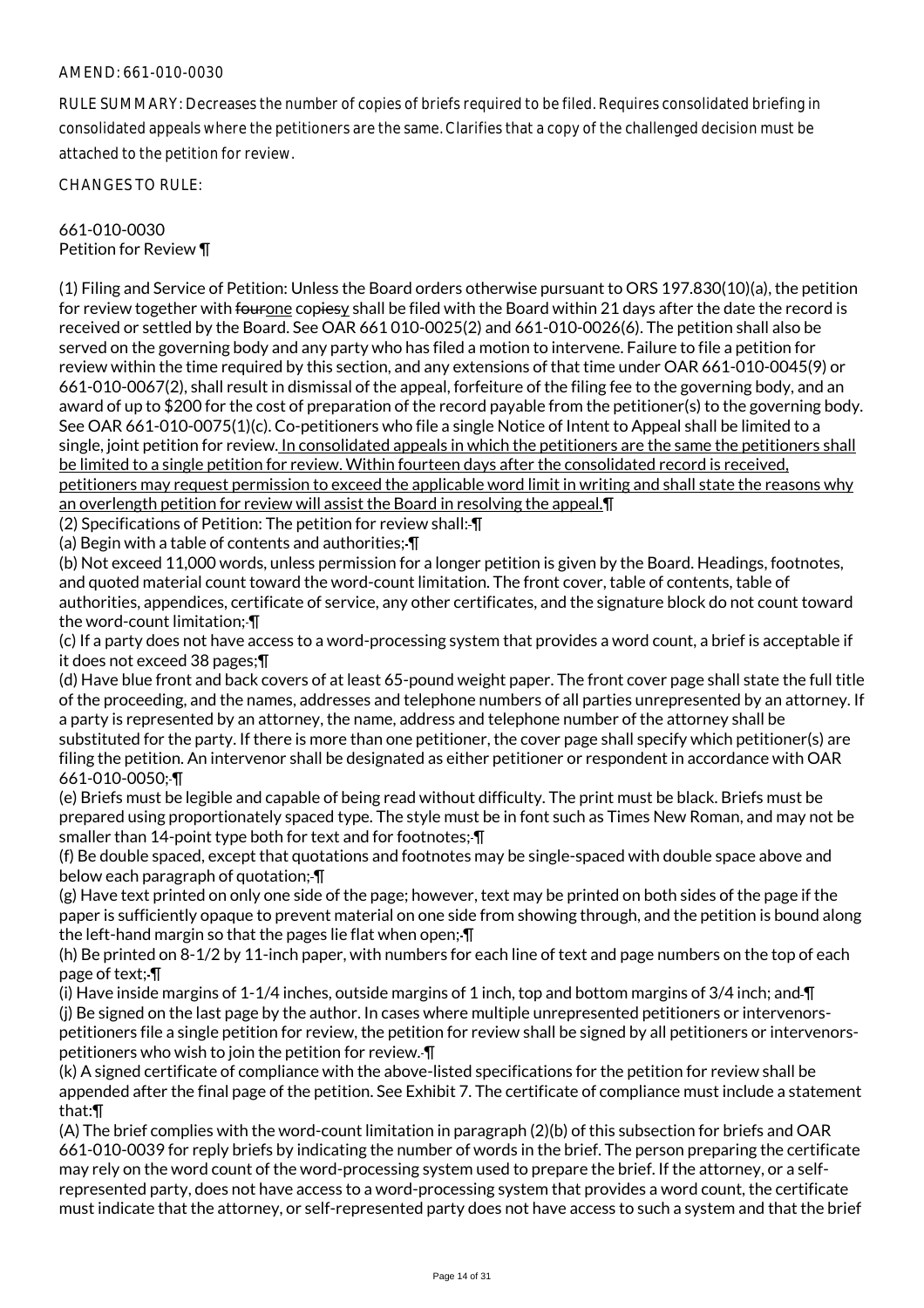AMEND: 661-010-0030

RULE SUMMARY: Decreases the number of copies of briefs required to be filed. Requires consolidated briefing in consolidated appeals where the petitioners are the same. Clarifies that a copy of the challenged decision must be attached to the petition for review.

CHANGES TO RULE:

661-010-0030
Petition for Review ¶

(1) Filing and Service of Petition: Unless the Board orders otherwise pursuant to ORS 197.830(10)(a), the petition for review together with ~~four~~one cop~~ies~~y shall be filed with the Board within 21 days after the date the record is received or settled by the Board. See OAR 661 010-0025(2) and 661-010-0026(6). The petition shall also be served on the governing body and any party who has filed a motion to intervene. Failure to file a petition for review within the time required by this section, and any extensions of that time under OAR 661-010-0045(9) or 661-010-0067(2), shall result in dismissal of the appeal, forfeiture of the filing fee to the governing body, and an award of up to $200 for the cost of preparation of the record payable from the petitioner(s) to the governing body. See OAR 661-010-0075(1)(c). Co-petitioners who file a single Notice of Intent to Appeal shall be limited to a single, joint petition for review. In consolidated appeals in which the petitioners are the same the petitioners shall be limited to a single petition for review. Within fourteen days after the consolidated record is received, petitioners may request permission to exceed the applicable word limit in writing and shall state the reasons why an overlength petition for review will assist the Board in resolving the appeal.¶

(2) Specifications of Petition: The petition for review shall: ¶

(a) Begin with a table of contents and authorities; ¶

(b) Not exceed 11,000 words, unless permission for a longer petition is given by the Board. Headings, footnotes, and quoted material count toward the word-count limitation. The front cover, table of contents, table of authorities, appendices, certificate of service, any other certificates, and the signature block do not count toward the word-count limitation; ¶

(c) If a party does not have access to a word-processing system that provides a word count, a brief is acceptable if it does not exceed 38 pages;¶

(d) Have blue front and back covers of at least 65-pound weight paper. The front cover page shall state the full title of the proceeding, and the names, addresses and telephone numbers of all parties unrepresented by an attorney. If a party is represented by an attorney, the name, address and telephone number of the attorney shall be substituted for the party. If there is more than one petitioner, the cover page shall specify which petitioner(s) are filing the petition. An intervenor shall be designated as either petitioner or respondent in accordance with OAR 661-010-0050; ¶

(e) Briefs must be legible and capable of being read without difficulty. The print must be black. Briefs must be prepared using proportionately spaced type. The style must be in font such as Times New Roman, and may not be smaller than 14-point type both for text and for footnotes; ¶

(f) Be double spaced, except that quotations and footnotes may be single-spaced with double space above and below each paragraph of quotation; ¶

(g) Have text printed on only one side of the page; however, text may be printed on both sides of the page if the paper is sufficiently opaque to prevent material on one side from showing through, and the petition is bound along the left-hand margin so that the pages lie flat when open; ¶

(h) Be printed on 8-1/2 by 11-inch paper, with numbers for each line of text and page numbers on the top of each page of text; ¶

(i) Have inside margins of 1-1/4 inches, outside margins of 1 inch, top and bottom margins of 3/4 inch; and ¶

(j) Be signed on the last page by the author. In cases where multiple unrepresented petitioners or intervenors-petitioners file a single petition for review, the petition for review shall be signed by all petitioners or intervenors-petitioners who wish to join the petition for review. ¶

(k) A signed certificate of compliance with the above-listed specifications for the petition for review shall be appended after the final page of the petition. See Exhibit 7. The certificate of compliance must include a statement that:¶

(A) The brief complies with the word-count limitation in paragraph (2)(b) of this subsection for briefs and OAR 661-010-0039 for reply briefs by indicating the number of words in the brief. The person preparing the certificate may rely on the word count of the word-processing system used to prepare the brief. If the attorney, or a self-represented party, does not have access to a word-processing system that provides a word count, the certificate must indicate that the attorney, or self-represented party does not have access to such a system and that the brief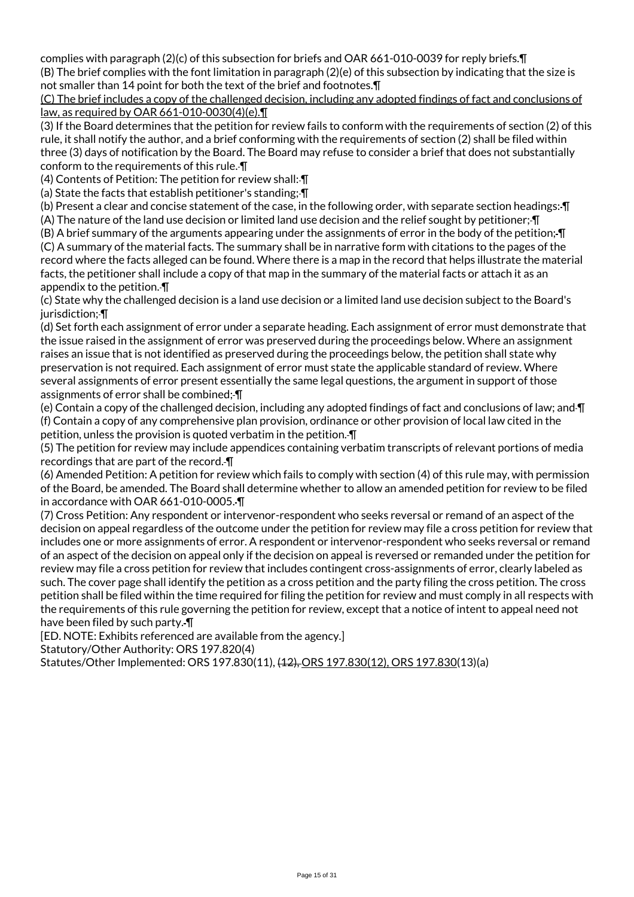complies with paragraph (2)(c) of this subsection for briefs and OAR 661-010-0039 for reply briefs.¶

(B) The brief complies with the font limitation in paragraph (2)(e) of this subsection by indicating that the size is not smaller than 14 point for both the text of the brief and footnotes.¶

(C) The brief includes a copy of the challenged decision, including any adopted findings of fact and conclusions of law, as required by OAR 661-010-0030(4)(e).¶

(3) If the Board determines that the petition for review fails to conform with the requirements of section (2) of this rule, it shall notify the author, and a brief conforming with the requirements of section (2) shall be filed within three (3) days of notification by the Board. The Board may refuse to consider a brief that does not substantially conform to the requirements of this rule.¶

(4) Contents of Petition: The petition for review shall:¶

(a) State the facts that establish petitioner's standing;¶

(b) Present a clear and concise statement of the case, in the following order, with separate section headings:¶

(A) The nature of the land use decision or limited land use decision and the relief sought by petitioner;¶

(B) A brief summary of the arguments appearing under the assignments of error in the body of the petition;¶

(C) A summary of the material facts. The summary shall be in narrative form with citations to the pages of the record where the facts alleged can be found. Where there is a map in the record that helps illustrate the material facts, the petitioner shall include a copy of that map in the summary of the material facts or attach it as an appendix to the petition.¶

(c) State why the challenged decision is a land use decision or a limited land use decision subject to the Board's jurisdiction;¶

(d) Set forth each assignment of error under a separate heading. Each assignment of error must demonstrate that the issue raised in the assignment of error was preserved during the proceedings below. Where an assignment raises an issue that is not identified as preserved during the proceedings below, the petition shall state why preservation is not required. Each assignment of error must state the applicable standard of review. Where several assignments of error present essentially the same legal questions, the argument in support of those assignments of error shall be combined;¶

(e) Contain a copy of the challenged decision, including any adopted findings of fact and conclusions of law; and¶

(f) Contain a copy of any comprehensive plan provision, ordinance or other provision of local law cited in the petition, unless the provision is quoted verbatim in the petition.¶

(5) The petition for review may include appendices containing verbatim transcripts of relevant portions of media recordings that are part of the record.¶

(6) Amended Petition: A petition for review which fails to comply with section (4) of this rule may, with permission of the Board, be amended. The Board shall determine whether to allow an amended petition for review to be filed in accordance with OAR 661-010-0005.¶

(7) Cross Petition: Any respondent or intervenor-respondent who seeks reversal or remand of an aspect of the decision on appeal regardless of the outcome under the petition for review may file a cross petition for review that includes one or more assignments of error. A respondent or intervenor-respondent who seeks reversal or remand of an aspect of the decision on appeal only if the decision on appeal is reversed or remanded under the petition for review may file a cross petition for review that includes contingent cross-assignments of error, clearly labeled as such. The cover page shall identify the petition as a cross petition and the party filing the cross petition. The cross petition shall be filed within the time required for filing the petition for review and must comply in all respects with the requirements of this rule governing the petition for review, except that a notice of intent to appeal need not have been filed by such party.¶

[ED. NOTE: Exhibits referenced are available from the agency.]

Statutory/Other Authority: ORS 197.820(4)

Statutes/Other Implemented: ORS 197.830(11), ~~(12),~~ ORS 197.830(12), ORS 197.830(13)(a)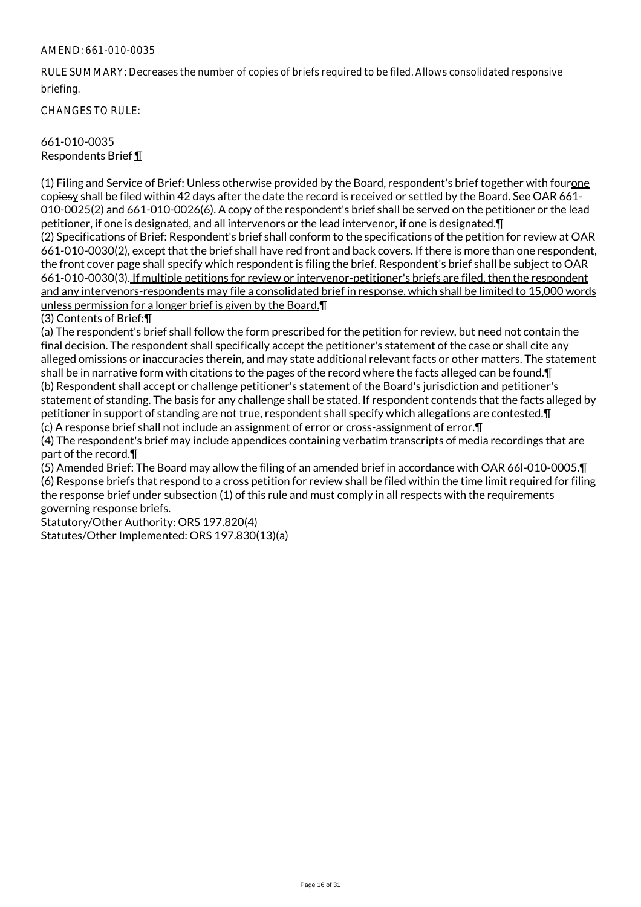AMEND: 661-010-0035

RULE SUMMARY: Decreases the number of copies of briefs required to be filed. Allows consolidated responsive briefing.

CHANGES TO RULE:

661-010-0035
Respondents Brief ¶

(1) Filing and Service of Brief: Unless otherwise provided by the Board, respondent's brief together with ~~four~~one cop~~ies~~y shall be filed within 42 days after the date the record is received or settled by the Board. See OAR 661-010-0025(2) and 661-010-0026(6). A copy of the respondent's brief shall be served on the petitioner or the lead petitioner, if one is designated, and all intervenors or the lead intervenor, if one is designated.¶
(2) Specifications of Brief: Respondent's brief shall conform to the specifications of the petition for review at OAR 661-010-0030(2), except that the brief shall have red front and back covers. If there is more than one respondent, the front cover page shall specify which respondent is filing the brief. Respondent's brief shall be subject to OAR 661-010-0030(3). If multiple petitions for review or intervenor-petitioner's briefs are filed, then the respondent and any intervenors-respondents may file a consolidated brief in response, which shall be limited to 15,000 words unless permission for a longer brief is given by the Board.¶
(3) Contents of Brief:¶
(a) The respondent's brief shall follow the form prescribed for the petition for review, but need not contain the final decision. The respondent shall specifically accept the petitioner's statement of the case or shall cite any alleged omissions or inaccuracies therein, and may state additional relevant facts or other matters. The statement shall be in narrative form with citations to the pages of the record where the facts alleged can be found.¶
(b) Respondent shall accept or challenge petitioner's statement of the Board's jurisdiction and petitioner's statement of standing. The basis for any challenge shall be stated. If respondent contends that the facts alleged by petitioner in support of standing are not true, respondent shall specify which allegations are contested.¶
(c) A response brief shall not include an assignment of error or cross-assignment of error.¶
(4) The respondent's brief may include appendices containing verbatim transcripts of media recordings that are part of the record.¶
(5) Amended Brief: The Board may allow the filing of an amended brief in accordance with OAR 66l-010-0005.¶
(6) Response briefs that respond to a cross petition for review shall be filed within the time limit required for filing the response brief under subsection (1) of this rule and must comply in all respects with the requirements governing response briefs.
Statutory/Other Authority: ORS 197.820(4)
Statutes/Other Implemented: ORS 197.830(13)(a)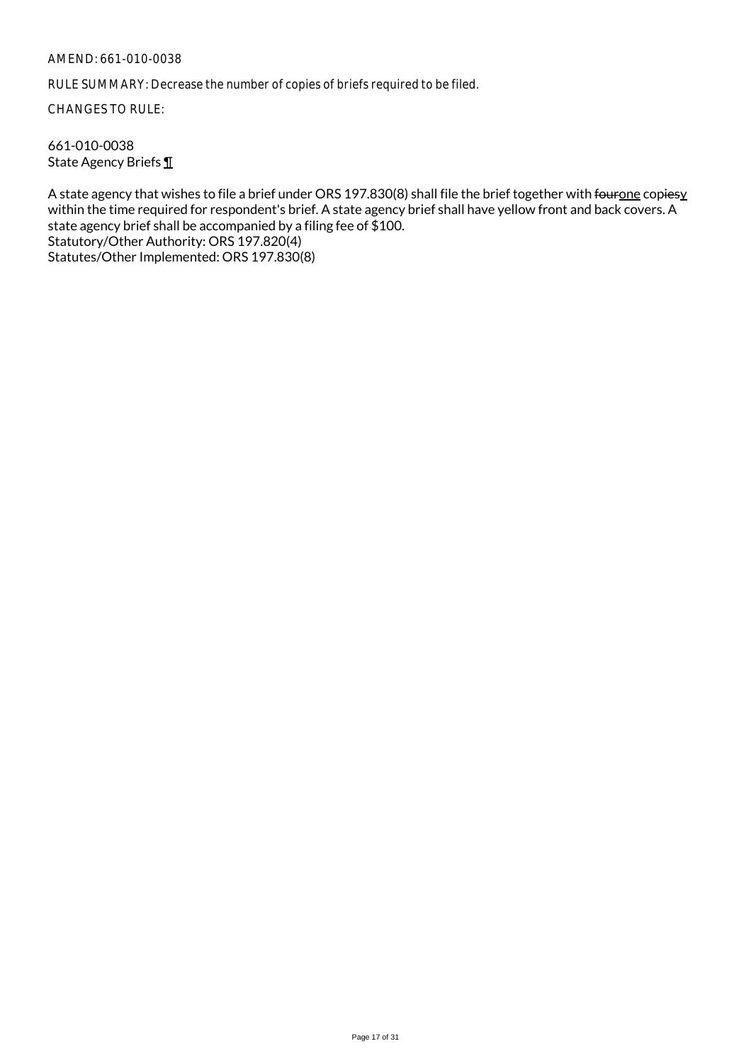AMEND: 661-010-0038

RULE SUMMARY: Decrease the number of copies of briefs required to be filed.

CHANGES TO RULE:

661-010-0038
State Agency Briefs ¶

A state agency that wishes to file a brief under ORS 197.830(8) shall file the brief together with ~~four~~one cop~~ies~~y within the time required for respondent's brief. A state agency brief shall have yellow front and back covers. A state agency brief shall be accompanied by a filing fee of $100.
Statutory/Other Authority: ORS 197.820(4)
Statutes/Other Implemented: ORS 197.830(8)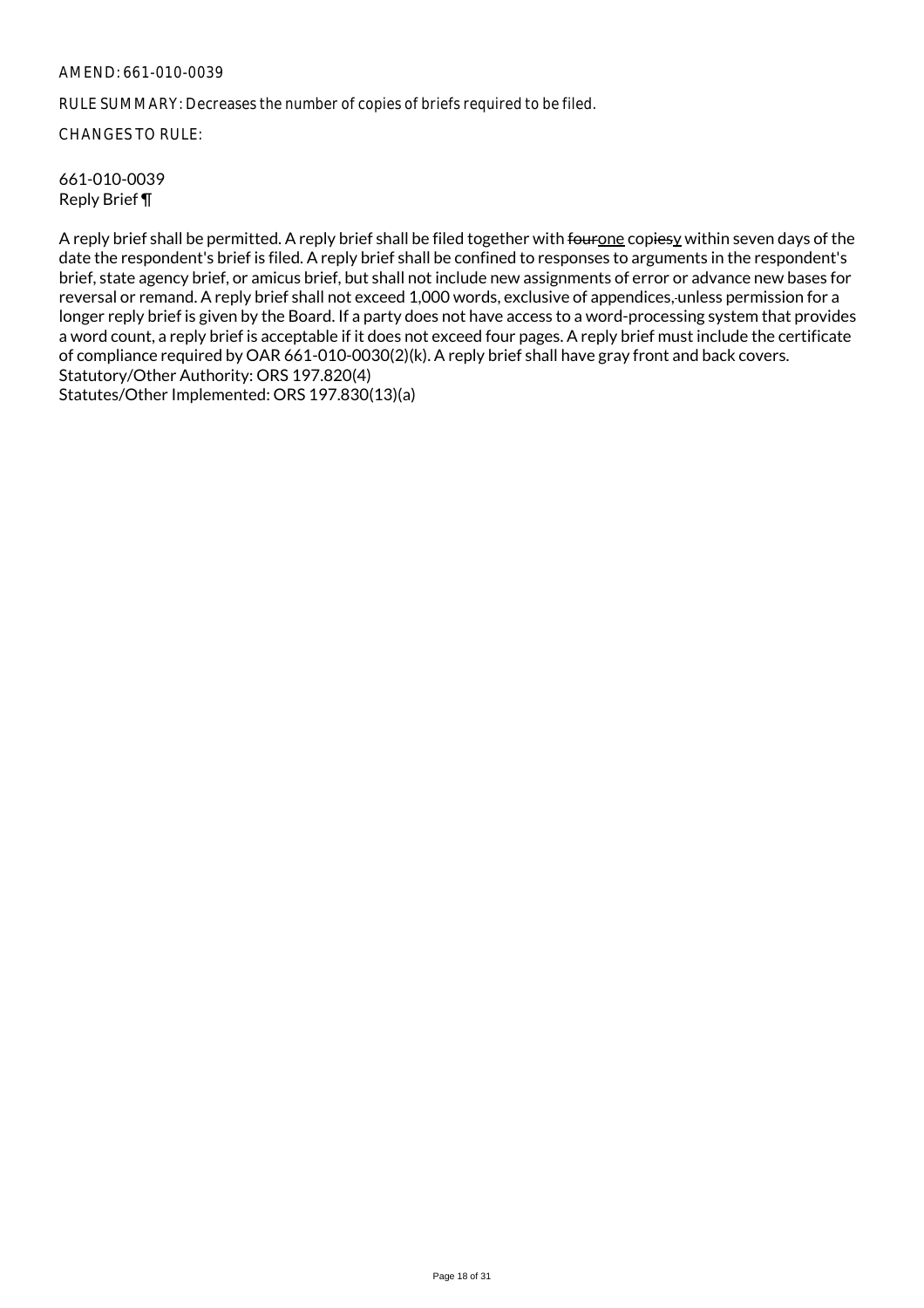AMEND: 661-010-0039

RULE SUMMARY: Decreases the number of copies of briefs required to be filed.

CHANGES TO RULE:

661-010-0039
Reply Brief ¶

A reply brief shall be permitted. A reply brief shall be filed together with ~~four~~one cop~~ies~~y within seven days of the date the respondent's brief is filed. A reply brief shall be confined to responses to arguments in the respondent's brief, state agency brief, or amicus brief, but shall not include new assignments of error or advance new bases for reversal or remand. A reply brief shall not exceed 1,000 words, exclusive of appendices~~,~~ unless permission for a longer reply brief is given by the Board. If a party does not have access to a word-processing system that provides a word count, a reply brief is acceptable if it does not exceed four pages. A reply brief must include the certificate of compliance required by OAR 661-010-0030(2)(k). A reply brief shall have gray front and back covers.
Statutory/Other Authority: ORS 197.820(4)
Statutes/Other Implemented: ORS 197.830(13)(a)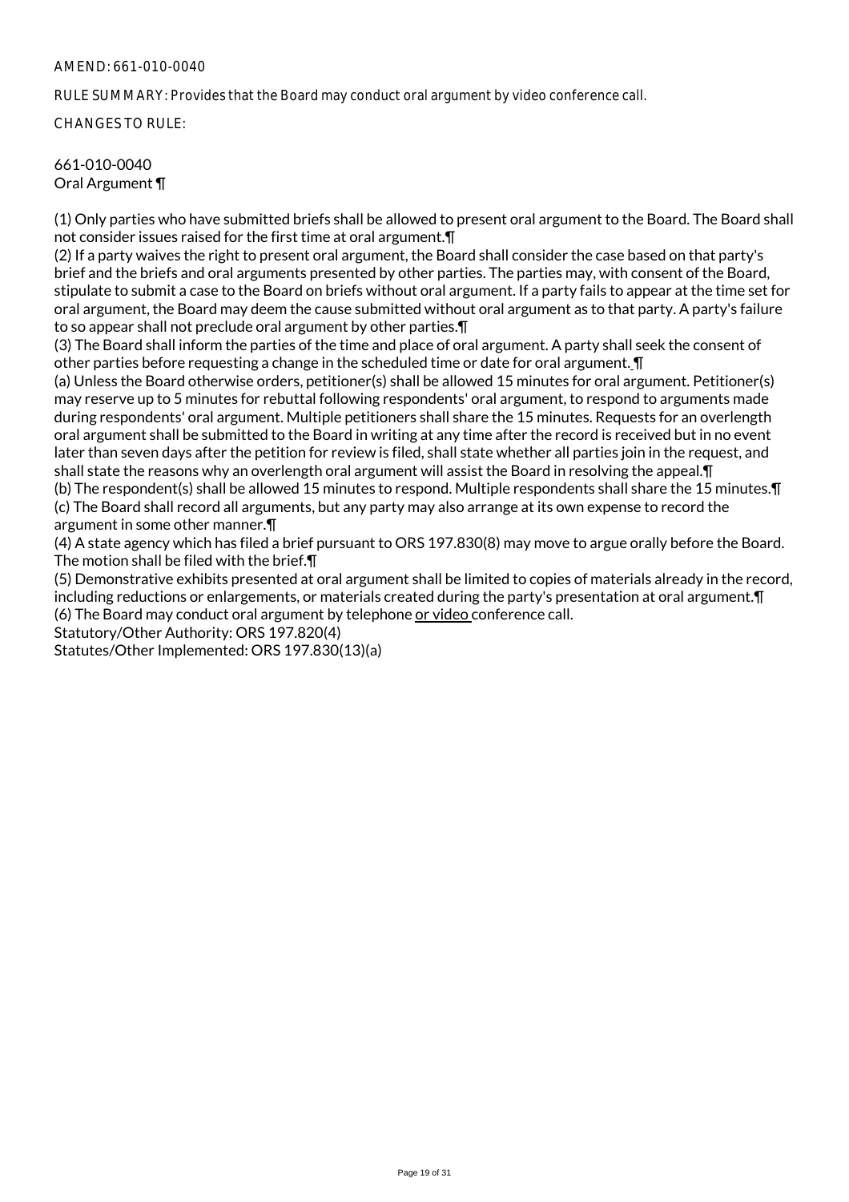AMEND: 661-010-0040

RULE SUMMARY: Provides that the Board may conduct oral argument by video conference call.

CHANGES TO RULE:

661-010-0040
Oral Argument ¶

(1) Only parties who have submitted briefs shall be allowed to present oral argument to the Board. The Board shall not consider issues raised for the first time at oral argument.¶
(2) If a party waives the right to present oral argument, the Board shall consider the case based on that party's brief and the briefs and oral arguments presented by other parties. The parties may, with consent of the Board, stipulate to submit a case to the Board on briefs without oral argument. If a party fails to appear at the time set for oral argument, the Board may deem the cause submitted without oral argument as to that party. A party's failure to so appear shall not preclude oral argument by other parties.¶
(3) The Board shall inform the parties of the time and place of oral argument. A party shall seek the consent of other parties before requesting a change in the scheduled time or date for oral argument. ¶
(a) Unless the Board otherwise orders, petitioner(s) shall be allowed 15 minutes for oral argument. Petitioner(s) may reserve up to 5 minutes for rebuttal following respondents' oral argument, to respond to arguments made during respondents' oral argument. Multiple petitioners shall share the 15 minutes. Requests for an overlength oral argument shall be submitted to the Board in writing at any time after the record is received but in no event later than seven days after the petition for review is filed, shall state whether all parties join in the request, and shall state the reasons why an overlength oral argument will assist the Board in resolving the appeal.¶
(b) The respondent(s) shall be allowed 15 minutes to respond. Multiple respondents shall share the 15 minutes.¶
(c) The Board shall record all arguments, but any party may also arrange at its own expense to record the argument in some other manner.¶
(4) A state agency which has filed a brief pursuant to ORS 197.830(8) may move to argue orally before the Board. The motion shall be filed with the brief.¶
(5) Demonstrative exhibits presented at oral argument shall be limited to copies of materials already in the record, including reductions or enlargements, or materials created during the party's presentation at oral argument.¶
(6) The Board may conduct oral argument by telephone or video conference call.
Statutory/Other Authority: ORS 197.820(4)
Statutes/Other Implemented: ORS 197.830(13)(a)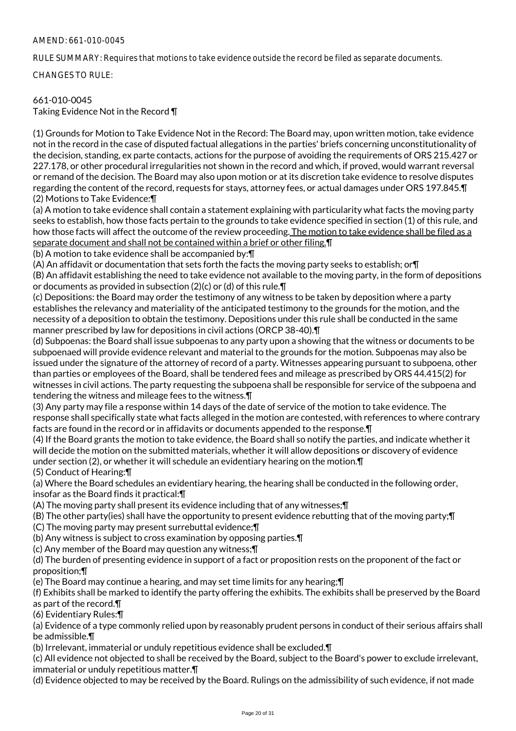AMEND: 661-010-0045

RULE SUMMARY: Requires that motions to take evidence outside the record be filed as separate documents.

CHANGES TO RULE:

661-010-0045
Taking Evidence Not in the Record ¶

(1) Grounds for Motion to Take Evidence Not in the Record: The Board may, upon written motion, take evidence not in the record in the case of disputed factual allegations in the parties' briefs concerning unconstitutionality of the decision, standing, ex parte contacts, actions for the purpose of avoiding the requirements of ORS 215.427 or 227.178, or other procedural irregularities not shown in the record and which, if proved, would warrant reversal or remand of the decision. The Board may also upon motion or at its discretion take evidence to resolve disputes regarding the content of the record, requests for stays, attorney fees, or actual damages under ORS 197.845.¶
(2) Motions to Take Evidence:¶
(a) A motion to take evidence shall contain a statement explaining with particularity what facts the moving party seeks to establish, how those facts pertain to the grounds to take evidence specified in section (1) of this rule, and how those facts will affect the outcome of the review proceeding. <u>The motion to take evidence shall be filed as a separate document and shall not be contained within a brief or other filing.</u>¶
(b) A motion to take evidence shall be accompanied by:¶
(A) An affidavit or documentation that sets forth the facts the moving party seeks to establish; or¶
(B) An affidavit establishing the need to take evidence not available to the moving party, in the form of depositions or documents as provided in subsection (2)(c) or (d) of this rule.¶
(c) Depositions: the Board may order the testimony of any witness to be taken by deposition where a party establishes the relevancy and materiality of the anticipated testimony to the grounds for the motion, and the necessity of a deposition to obtain the testimony. Depositions under this rule shall be conducted in the same manner prescribed by law for depositions in civil actions (ORCP 38-40).¶
(d) Subpoenas: the Board shall issue subpoenas to any party upon a showing that the witness or documents to be subpoenaed will provide evidence relevant and material to the grounds for the motion. Subpoenas may also be issued under the signature of the attorney of record of a party. Witnesses appearing pursuant to subpoena, other than parties or employees of the Board, shall be tendered fees and mileage as prescribed by ORS 44.415(2) for witnesses in civil actions. The party requesting the subpoena shall be responsible for service of the subpoena and tendering the witness and mileage fees to the witness.¶
(3) Any party may file a response within 14 days of the date of service of the motion to take evidence. The response shall specifically state what facts alleged in the motion are contested, with references to where contrary facts are found in the record or in affidavits or documents appended to the response.¶
(4) If the Board grants the motion to take evidence, the Board shall so notify the parties, and indicate whether it will decide the motion on the submitted materials, whether it will allow depositions or discovery of evidence under section (2), or whether it will schedule an evidentiary hearing on the motion.¶
(5) Conduct of Hearing:¶
(a) Where the Board schedules an evidentiary hearing, the hearing shall be conducted in the following order, insofar as the Board finds it practical:¶
(A) The moving party shall present its evidence including that of any witnesses;¶
(B) The other party(ies) shall have the opportunity to present evidence rebutting that of the moving party;¶
(C) The moving party may present surrebuttal evidence;¶
(b) Any witness is subject to cross examination by opposing parties.¶
(c) Any member of the Board may question any witness;¶
(d) The burden of presenting evidence in support of a fact or proposition rests on the proponent of the fact or proposition;¶
(e) The Board may continue a hearing, and may set time limits for any hearing;¶
(f) Exhibits shall be marked to identify the party offering the exhibits. The exhibits shall be preserved by the Board as part of the record.¶
(6) Evidentiary Rules:¶
(a) Evidence of a type commonly relied upon by reasonably prudent persons in conduct of their serious affairs shall be admissible.¶
(b) Irrelevant, immaterial or unduly repetitious evidence shall be excluded.¶
(c) All evidence not objected to shall be received by the Board, subject to the Board's power to exclude irrelevant, immaterial or unduly repetitious matter.¶
(d) Evidence objected to may be received by the Board. Rulings on the admissibility of such evidence, if not made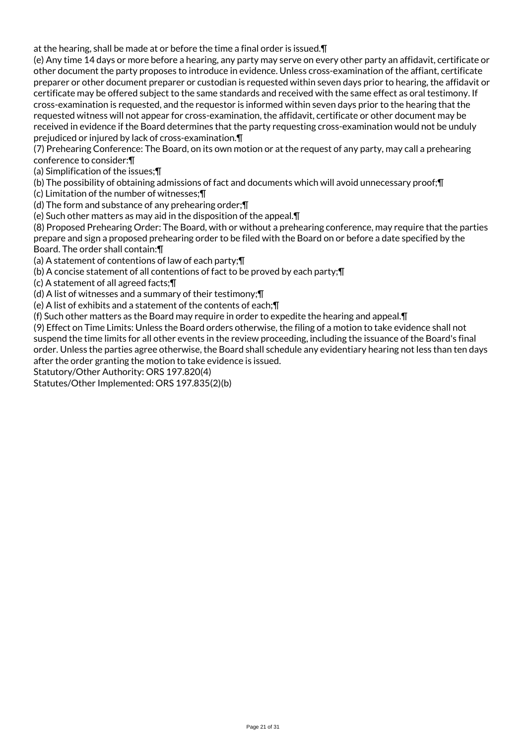at the hearing, shall be made at or before the time a final order is issued.¶

(e) Any time 14 days or more before a hearing, any party may serve on every other party an affidavit, certificate or other document the party proposes to introduce in evidence. Unless cross-examination of the affiant, certificate preparer or other document preparer or custodian is requested within seven days prior to hearing, the affidavit or certificate may be offered subject to the same standards and received with the same effect as oral testimony. If cross-examination is requested, and the requestor is informed within seven days prior to the hearing that the requested witness will not appear for cross-examination, the affidavit, certificate or other document may be received in evidence if the Board determines that the party requesting cross-examination would not be unduly prejudiced or injured by lack of cross-examination.¶

(7) Prehearing Conference: The Board, on its own motion or at the request of any party, may call a prehearing conference to consider:¶

(a) Simplification of the issues;¶

(b) The possibility of obtaining admissions of fact and documents which will avoid unnecessary proof;¶

(c) Limitation of the number of witnesses;¶

(d) The form and substance of any prehearing order;¶

(e) Such other matters as may aid in the disposition of the appeal.¶

(8) Proposed Prehearing Order: The Board, with or without a prehearing conference, may require that the parties prepare and sign a proposed prehearing order to be filed with the Board on or before a date specified by the Board. The order shall contain:¶

(a) A statement of contentions of law of each party;¶

(b) A concise statement of all contentions of fact to be proved by each party;¶

(c) A statement of all agreed facts;¶

(d) A list of witnesses and a summary of their testimony;¶

(e) A list of exhibits and a statement of the contents of each;¶

(f) Such other matters as the Board may require in order to expedite the hearing and appeal.¶

(9) Effect on Time Limits: Unless the Board orders otherwise, the filing of a motion to take evidence shall not suspend the time limits for all other events in the review proceeding, including the issuance of the Board's final order. Unless the parties agree otherwise, the Board shall schedule any evidentiary hearing not less than ten days after the order granting the motion to take evidence is issued.

Statutory/Other Authority: ORS 197.820(4)

Statutes/Other Implemented: ORS 197.835(2)(b)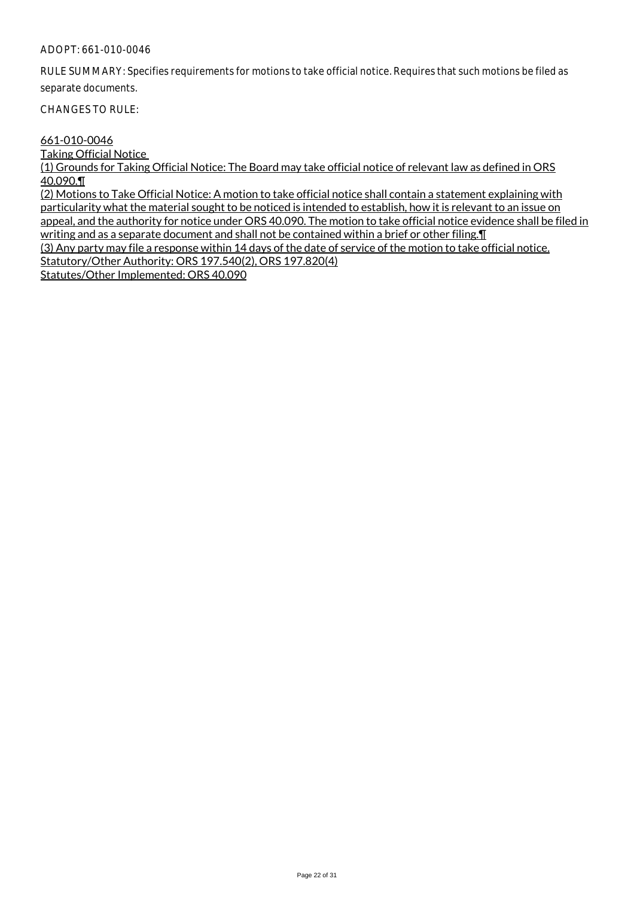ADOPT: 661-010-0046

RULE SUMMARY: Specifies requirements for motions to take official notice. Requires that such motions be filed as separate documents.

CHANGES TO RULE:

661-010-0046
Taking Official Notice
(1) Grounds for Taking Official Notice: The Board may take official notice of relevant law as defined in ORS 40.090.¶
(2) Motions to Take Official Notice: A motion to take official notice shall contain a statement explaining with particularity what the material sought to be noticed is intended to establish, how it is relevant to an issue on appeal, and the authority for notice under ORS 40.090. The motion to take official notice evidence shall be filed in writing and as a separate document and shall not be contained within a brief or other filing.¶
(3) Any party may file a response within 14 days of the date of service of the motion to take official notice.
Statutory/Other Authority: ORS 197.540(2), ORS 197.820(4)
Statutes/Other Implemented: ORS 40.090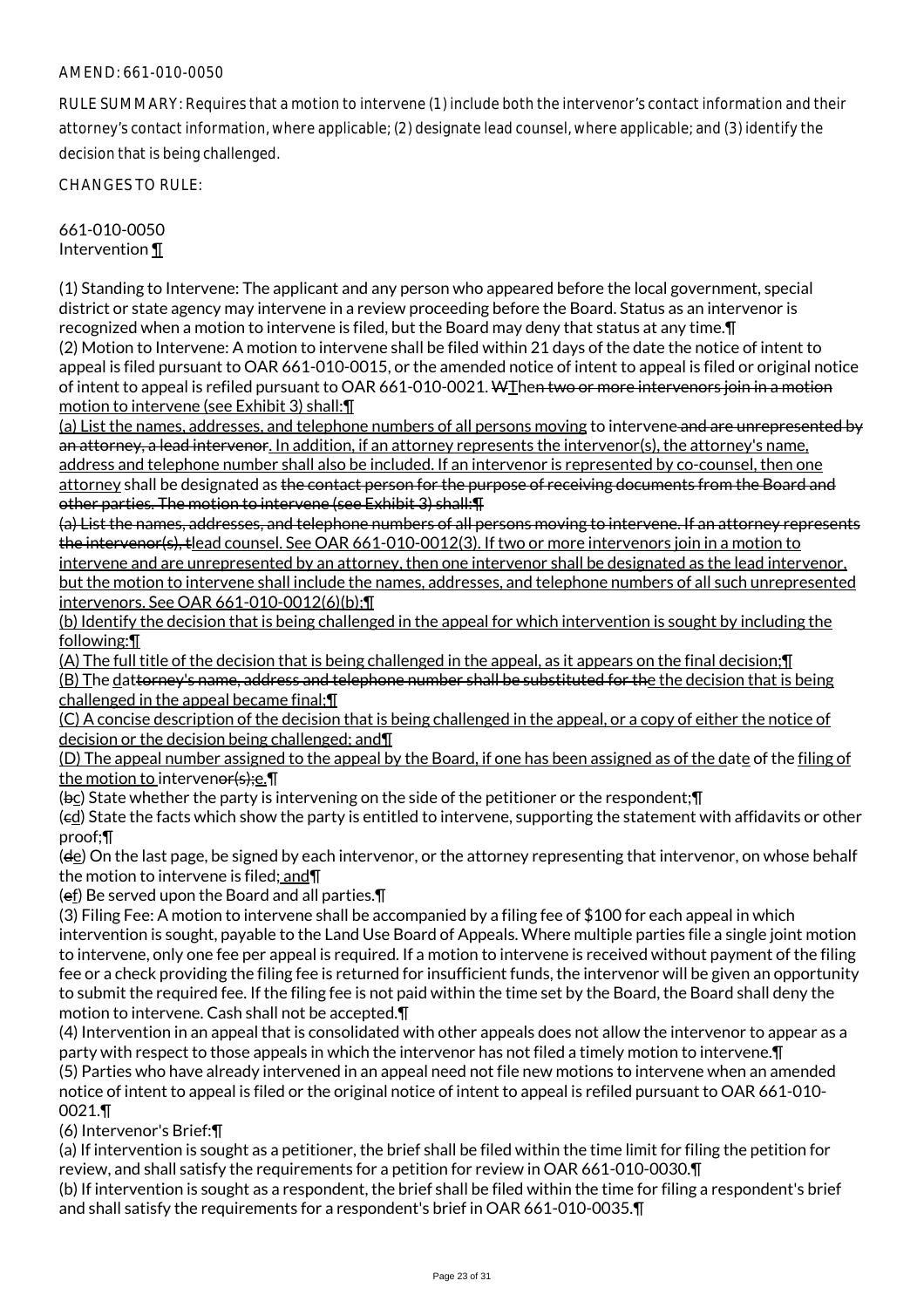AMEND: 661-010-0050

RULE SUMMARY: Requires that a motion to intervene (1) include both the intervenor's contact information and their attorney's contact information, where applicable; (2) designate lead counsel, where applicable; and (3) identify the decision that is being challenged.

CHANGES TO RULE:

661-010-0050
Intervention ¶

(1) Standing to Intervene: The applicant and any person who appeared before the local government, special district or state agency may intervene in a review proceeding before the Board. Status as an intervenor is recognized when a motion to intervene is filed, but the Board may deny that status at any time.¶
(2) Motion to Intervene: A motion to intervene shall be filed within 21 days of the date the notice of intent to appeal is filed pursuant to OAR 661-010-0015, or the amended notice of intent to appeal is filed or original notice of intent to appeal is refiled pursuant to OAR 661-010-0021. ~~W~~Then ~~two or more intervenors join in a motion~~ motion to intervene (see Exhibit 3) shall:¶
(a) List the names, addresses, and telephone numbers of all persons moving to intervene ~~and are unrepresented by an attorney, a lead intervenor~~. In addition, if an attorney represents the intervenor(s), the attorney's name, address and telephone number shall also be included. If an intervenor is represented by co-counsel, then one attorney shall be designated as ~~the contact person for the purpose of receiving documents from the Board and other parties. The motion to intervene (see Exhibit 3) shall:¶~~
~~(a) List the names, addresses, and telephone numbers of all persons moving to intervene. If an attorney represents the intervenor(s), t~~lead counsel. See OAR 661-010-0012(3). If two or more intervenors join in a motion to intervene and are unrepresented by an attorney, then one intervenor shall be designated as the lead intervenor, but the motion to intervene shall include the names, addresses, and telephone numbers of all such unrepresented intervenors. See OAR 661-010-0012(6)(b);¶
(b) Identify the decision that is being challenged in the appeal for which intervention is sought by including the following:¶
(A) The full title of the decision that is being challenged in the appeal, as it appears on the final decision;¶
(B) The dat~~torney's name, address and telephone number shall be substituted for the~~e the decision that is being challenged in the appeal became final;¶
(C) A concise description of the decision that is being challenged in the appeal, or a copy of either the notice of decision or the decision being challenged; and¶
(D) The appeal number assigned to the appeal by the Board, if one has been assigned as of the date of the filing of the motion to intervene~~or(s);~~e.¶
(~~b~~c) State whether the party is intervening on the side of the petitioner or the respondent;¶
(~~c~~d) State the facts which show the party is entitled to intervene, supporting the statement with affidavits or other proof;¶
(~~d~~e) On the last page, be signed by each intervenor, or the attorney representing that intervenor, on whose behalf the motion to intervene is filed; and¶
(~~e~~f) Be served upon the Board and all parties.¶
(3) Filing Fee: A motion to intervene shall be accompanied by a filing fee of $100 for each appeal in which intervention is sought, payable to the Land Use Board of Appeals. Where multiple parties file a single joint motion to intervene, only one fee per appeal is required. If a motion to intervene is received without payment of the filing fee or a check providing the filing fee is returned for insufficient funds, the intervenor will be given an opportunity to submit the required fee. If the filing fee is not paid within the time set by the Board, the Board shall deny the motion to intervene. Cash shall not be accepted.¶
(4) Intervention in an appeal that is consolidated with other appeals does not allow the intervenor to appear as a party with respect to those appeals in which the intervenor has not filed a timely motion to intervene.¶
(5) Parties who have already intervened in an appeal need not file new motions to intervene when an amended notice of intent to appeal is filed or the original notice of intent to appeal is refiled pursuant to OAR 661-010-0021.¶
(6) Intervenor's Brief:¶
(a) If intervention is sought as a petitioner, the brief shall be filed within the time limit for filing the petition for review, and shall satisfy the requirements for a petition for review in OAR 661-010-0030.¶
(b) If intervention is sought as a respondent, the brief shall be filed within the time for filing a respondent's brief and shall satisfy the requirements for a respondent's brief in OAR 661-010-0035.¶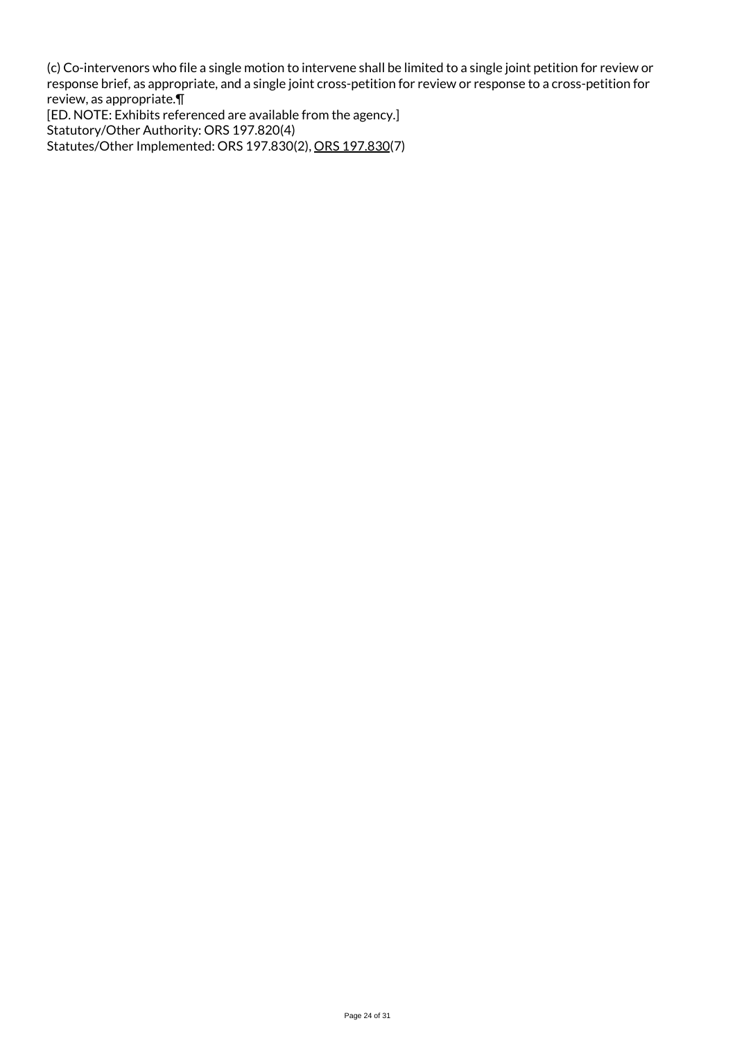(c) Co-intervenors who file a single motion to intervene shall be limited to a single joint petition for review or response brief, as appropriate, and a single joint cross-petition for review or response to a cross-petition for review, as appropriate.¶
[ED. NOTE: Exhibits referenced are available from the agency.]
Statutory/Other Authority: ORS 197.820(4)
Statutes/Other Implemented: ORS 197.830(2), ORS 197.830(7)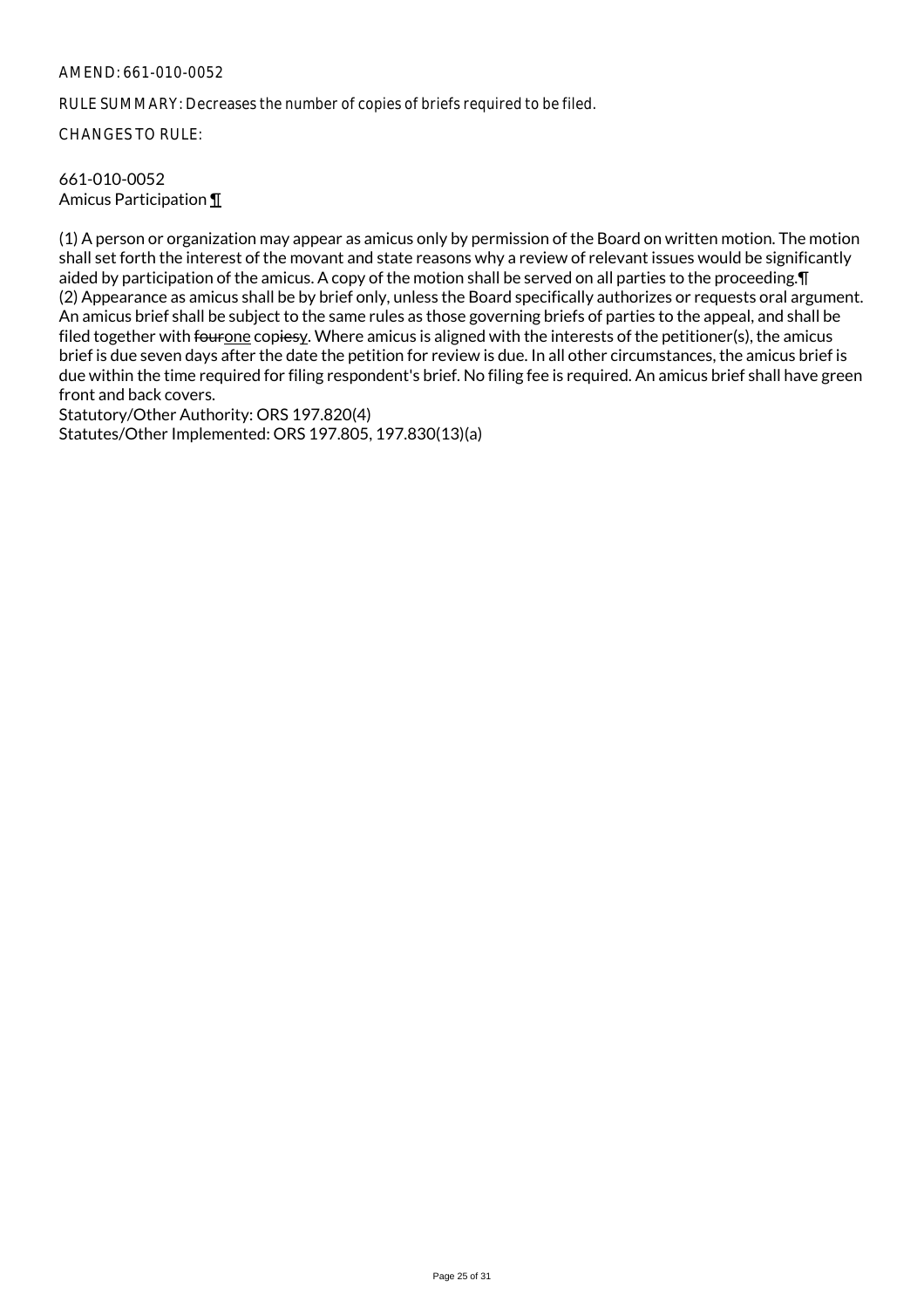AMEND: 661-010-0052

RULE SUMMARY: Decreases the number of copies of briefs required to be filed.

CHANGES TO RULE:

661-010-0052
Amicus Participation ¶

(1) A person or organization may appear as amicus only by permission of the Board on written motion. The motion shall set forth the interest of the movant and state reasons why a review of relevant issues would be significantly aided by participation of the amicus. A copy of the motion shall be served on all parties to the proceeding.¶
(2) Appearance as amicus shall be by brief only, unless the Board specifically authorizes or requests oral argument. An amicus brief shall be subject to the same rules as those governing briefs of parties to the appeal, and shall be filed together with ~~four~~one cop~~ies~~y. Where amicus is aligned with the interests of the petitioner(s), the amicus brief is due seven days after the date the petition for review is due. In all other circumstances, the amicus brief is due within the time required for filing respondent's brief. No filing fee is required. An amicus brief shall have green front and back covers.
Statutory/Other Authority: ORS 197.820(4)
Statutes/Other Implemented: ORS 197.805, 197.830(13)(a)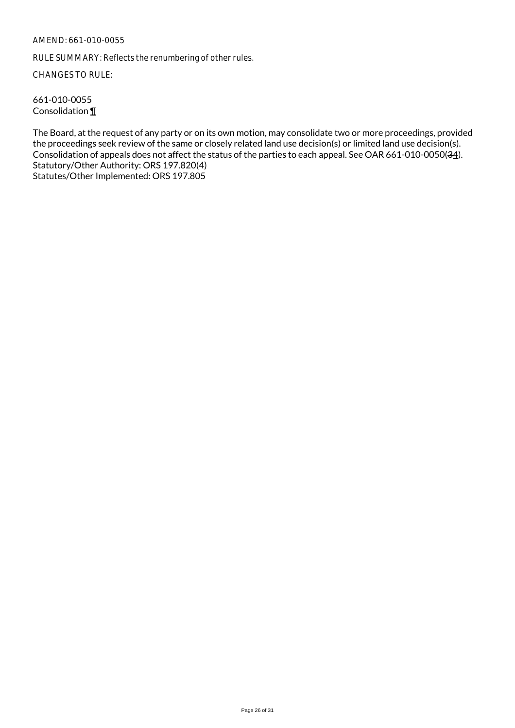AMEND: 661-010-0055

RULE SUMMARY: Reflects the renumbering of other rules.

CHANGES TO RULE:

661-010-0055
Consolidation ¶

The Board, at the request of any party or on its own motion, may consolidate two or more proceedings, provided the proceedings seek review of the same or closely related land use decision(s) or limited land use decision(s). Consolidation of appeals does not affect the status of the parties to each appeal. See OAR 661-010-0050(~~3~~4).
Statutory/Other Authority: ORS 197.820(4)
Statutes/Other Implemented: ORS 197.805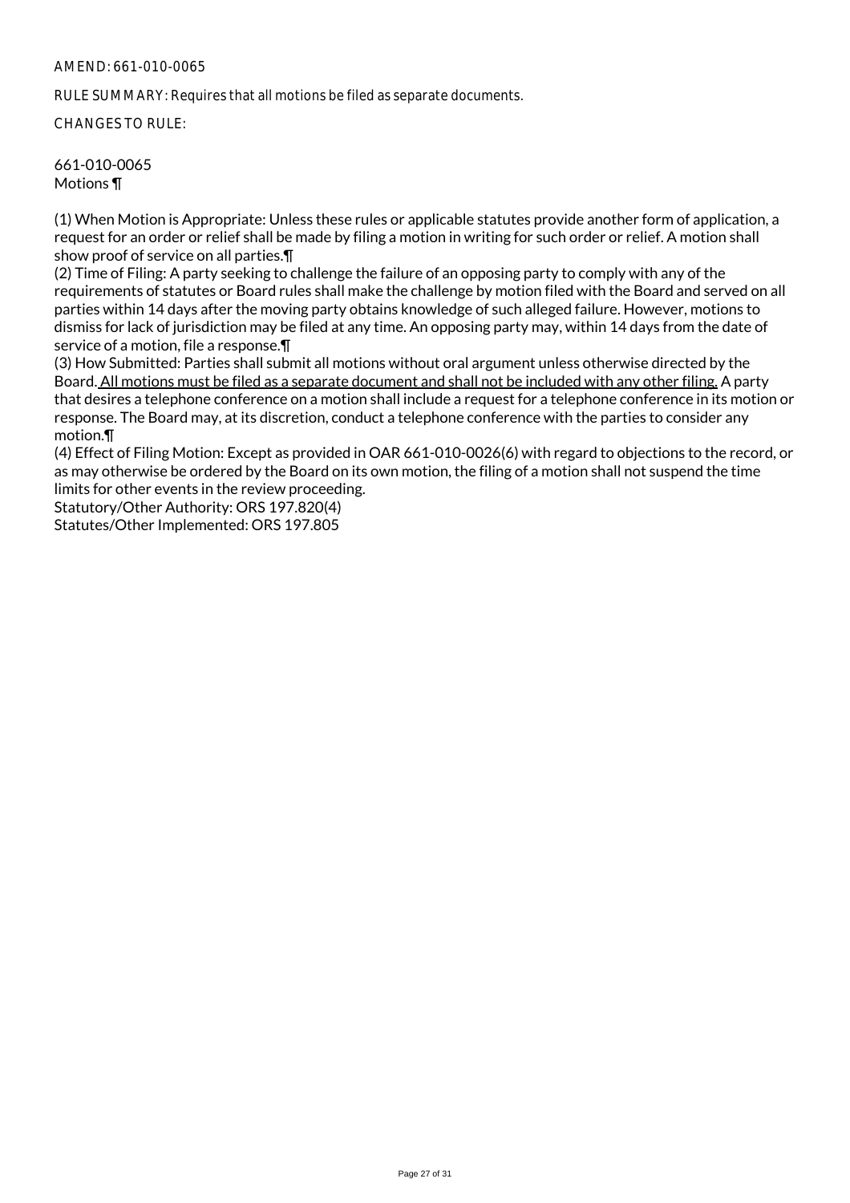AMEND: 661-010-0065

RULE SUMMARY: Requires that all motions be filed as separate documents.

CHANGES TO RULE:

661-010-0065
Motions ¶

(1) When Motion is Appropriate: Unless these rules or applicable statutes provide another form of application, a request for an order or relief shall be made by filing a motion in writing for such order or relief. A motion shall show proof of service on all parties.¶
(2) Time of Filing: A party seeking to challenge the failure of an opposing party to comply with any of the requirements of statutes or Board rules shall make the challenge by motion filed with the Board and served on all parties within 14 days after the moving party obtains knowledge of such alleged failure. However, motions to dismiss for lack of jurisdiction may be filed at any time. An opposing party may, within 14 days from the date of service of a motion, file a response.¶
(3) How Submitted: Parties shall submit all motions without oral argument unless otherwise directed by the Board. <u>All motions must be filed as a separate document and shall not be included with any other filing.</u> A party that desires a telephone conference on a motion shall include a request for a telephone conference in its motion or response. The Board may, at its discretion, conduct a telephone conference with the parties to consider any motion.¶
(4) Effect of Filing Motion: Except as provided in OAR 661-010-0026(6) with regard to objections to the record, or as may otherwise be ordered by the Board on its own motion, the filing of a motion shall not suspend the time limits for other events in the review proceeding.
Statutory/Other Authority: ORS 197.820(4)
Statutes/Other Implemented: ORS 197.805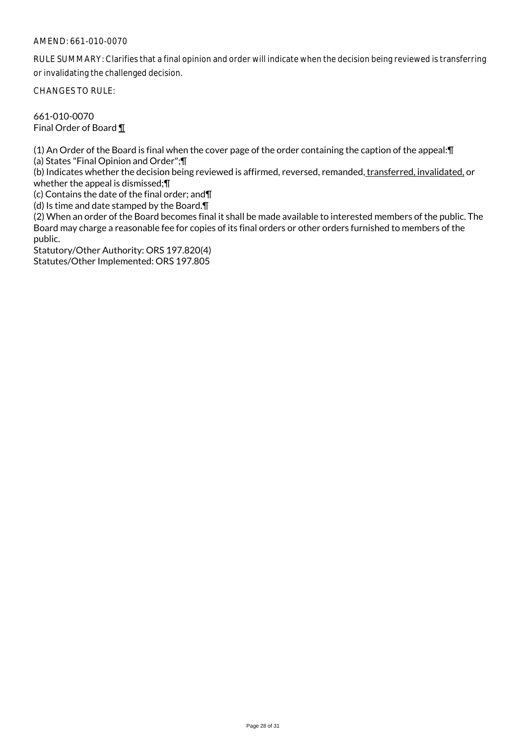AMEND: 661-010-0070

RULE SUMMARY: Clarifies that a final opinion and order will indicate when the decision being reviewed is transferring or invalidating the challenged decision.

CHANGES TO RULE:

661-010-0070
Final Order of Board ¶

(1) An Order of the Board is final when the cover page of the order containing the caption of the appeal:¶
(a) States "Final Opinion and Order";¶
(b) Indicates whether the decision being reviewed is affirmed, reversed, remanded, <u>transferred, invalidated,</u> or whether the appeal is dismissed;¶
(c) Contains the date of the final order; and¶
(d) Is time and date stamped by the Board.¶
(2) When an order of the Board becomes final it shall be made available to interested members of the public. The Board may charge a reasonable fee for copies of its final orders or other orders furnished to members of the public.
Statutory/Other Authority: ORS 197.820(4)
Statutes/Other Implemented: ORS 197.805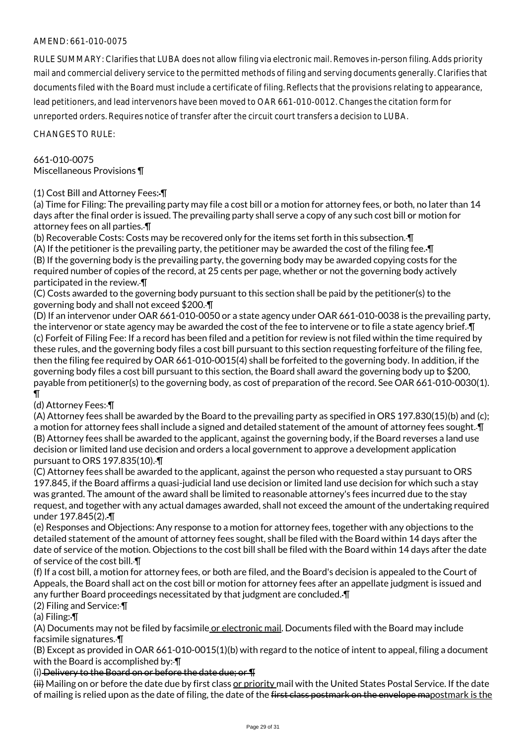AMEND: 661-010-0075

RULE SUMMARY: Clarifies that LUBA does not allow filing via electronic mail. Removes in-person filing. Adds priority mail and commercial delivery service to the permitted methods of filing and serving documents generally. Clarifies that documents filed with the Board must include a certificate of filing. Reflects that the provisions relating to appearance, lead petitioners, and lead intervenors have been moved to OAR 661-010-0012. Changes the citation form for unreported orders. Requires notice of transfer after the circuit court transfers a decision to LUBA.

CHANGES TO RULE:

661-010-0075
Miscellaneous Provisions ¶

(1) Cost Bill and Attorney Fees: ¶
(a) Time for Filing: The prevailing party may file a cost bill or a motion for attorney fees, or both, no later than 14 days after the final order is issued. The prevailing party shall serve a copy of any such cost bill or motion for attorney fees on all parties. ¶
(b) Recoverable Costs: Costs may be recovered only for the items set forth in this subsection. ¶
(A) If the petitioner is the prevailing party, the petitioner may be awarded the cost of the filing fee. ¶
(B) If the governing body is the prevailing party, the governing body may be awarded copying costs for the required number of copies of the record, at 25 cents per page, whether or not the governing body actively participated in the review. ¶
(C) Costs awarded to the governing body pursuant to this section shall be paid by the petitioner(s) to the governing body and shall not exceed $200. ¶
(D) If an intervenor under OAR 661-010-0050 or a state agency under OAR 661-010-0038 is the prevailing party, the intervenor or state agency may be awarded the cost of the fee to intervene or to file a state agency brief. ¶
(c) Forfeit of Filing Fee: If a record has been filed and a petition for review is not filed within the time required by these rules, and the governing body files a cost bill pursuant to this section requesting forfeiture of the filing fee, then the filing fee required by OAR 661-010-0015(4) shall be forfeited to the governing body. In addition, if the governing body files a cost bill pursuant to this section, the Board shall award the governing body up to $200, payable from petitioner(s) to the governing body, as cost of preparation of the record. See OAR 661-010-0030(1). ¶
(d) Attorney Fees: ¶
(A) Attorney fees shall be awarded by the Board to the prevailing party as specified in ORS 197.830(15)(b) and (c); a motion for attorney fees shall include a signed and detailed statement of the amount of attorney fees sought. ¶
(B) Attorney fees shall be awarded to the applicant, against the governing body, if the Board reverses a land use decision or limited land use decision and orders a local government to approve a development application pursuant to ORS 197.835(10). ¶
(C) Attorney fees shall be awarded to the applicant, against the person who requested a stay pursuant to ORS 197.845, if the Board affirms a quasi-judicial land use decision or limited land use decision for which such a stay was granted. The amount of the award shall be limited to reasonable attorney's fees incurred due to the stay request, and together with any actual damages awarded, shall not exceed the amount of the undertaking required under 197.845(2). ¶
(e) Responses and Objections: Any response to a motion for attorney fees, together with any objections to the detailed statement of the amount of attorney fees sought, shall be filed with the Board within 14 days after the date of service of the motion. Objections to the cost bill shall be filed with the Board within 14 days after the date of service of the cost bill. ¶
(f) If a cost bill, a motion for attorney fees, or both are filed, and the Board's decision is appealed to the Court of Appeals, the Board shall act on the cost bill or motion for attorney fees after an appellate judgment is issued and any further Board proceedings necessitated by that judgment are concluded. ¶
(2) Filing and Service: ¶
(a) Filing: ¶
(A) Documents may not be filed by facsimile or electronic mail. Documents filed with the Board may include facsimile signatures. ¶
(B) Except as provided in OAR 661-010-0015(1)(b) with regard to the notice of intent to appeal, filing a document with the Board is accomplished by: ¶
(i) ~~Delivery to the Board on or before the date due; or ¶~~
~~(ii)~~ Mailing on or before the date due by first class or priority mail with the United States Postal Service. If the date of mailing is relied upon as the date of filing, the date of the ~~first class postmark on the envelope ma~~postmark is the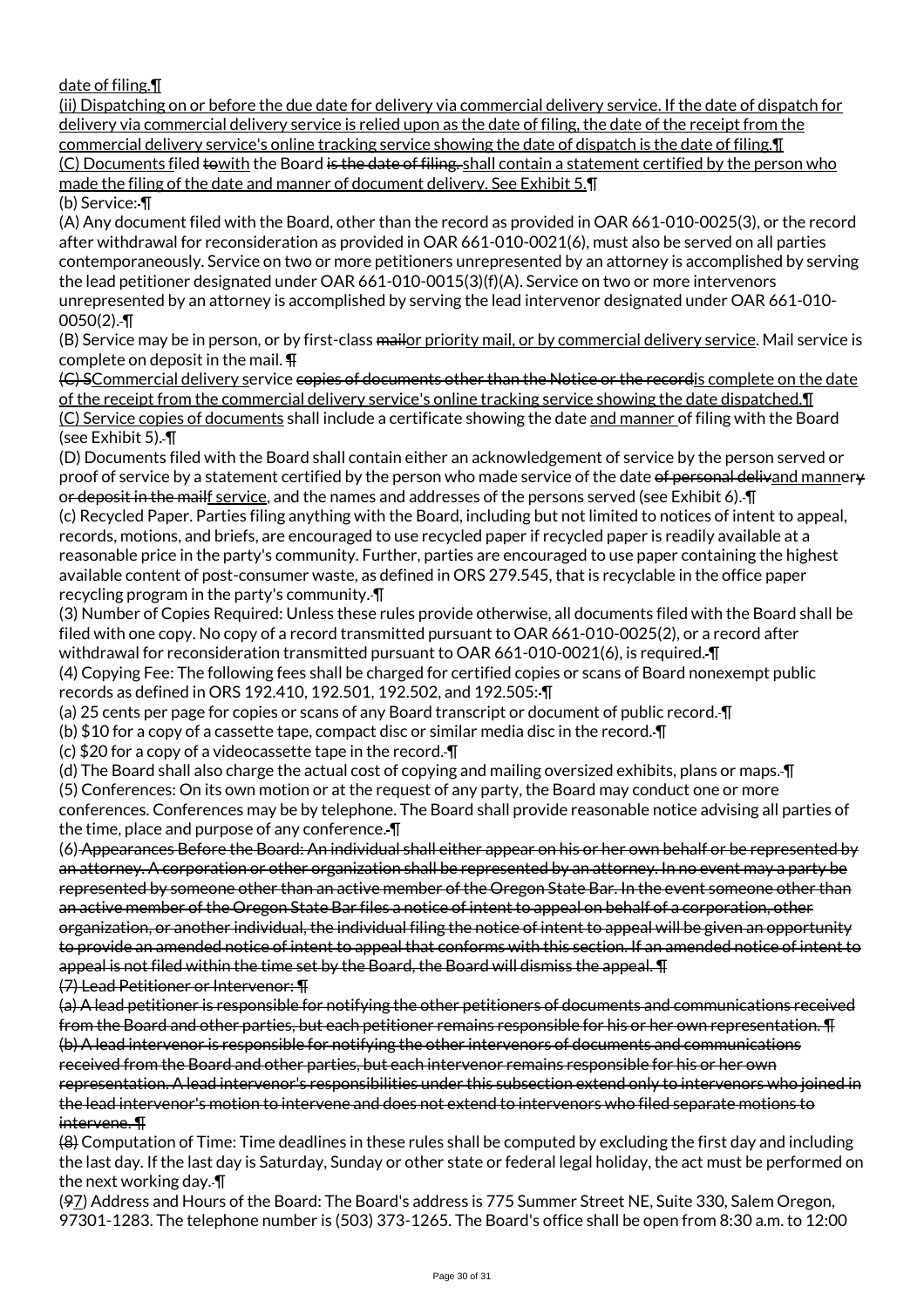date of filing.¶

(ii) Dispatching on or before the due date for delivery via commercial delivery service. If the date of dispatch for delivery via commercial delivery service is relied upon as the date of filing, the date of the receipt from the commercial delivery service's online tracking service showing the date of dispatch is the date of filing.¶

(C) Documents filed towith the Board is the date of filing. shall contain a statement certified by the person who made the filing of the date and manner of document delivery. See Exhibit 5.¶

(b) Service:.¶

(A) Any document filed with the Board, other than the record as provided in OAR 661-010-0025(3), or the record after withdrawal for reconsideration as provided in OAR 661-010-0021(6), must also be served on all parties contemporaneously. Service on two or more petitioners unrepresented by an attorney is accomplished by serving the lead petitioner designated under OAR 661-010-0015(3)(f)(A). Service on two or more intervenors unrepresented by an attorney is accomplished by serving the lead intervenor designated under OAR 661-010-0050(2).¶

(B) Service may be in person, or by first-class mailor priority mail, or by commercial delivery service. Mail service is complete on deposit in the mail. ¶

(C) SCommercial delivery service copies of documents other than the Notice or the recordis complete on the date of the receipt from the commercial delivery service's online tracking service showing the date dispatched.¶

(C) Service copies of documents shall include a certificate showing the date and manner of filing with the Board (see Exhibit 5).¶

(D) Documents filed with the Board shall contain either an acknowledgement of service by the person served or proof of service by a statement certified by the person who made service of the date of personal delivand mannery or deposit in the mailf service, and the names and addresses of the persons served (see Exhibit 6).¶

(c) Recycled Paper. Parties filing anything with the Board, including but not limited to notices of intent to appeal, records, motions, and briefs, are encouraged to use recycled paper if recycled paper is readily available at a reasonable price in the party's community. Further, parties are encouraged to use paper containing the highest available content of post-consumer waste, as defined in ORS 279.545, that is recyclable in the office paper recycling program in the party's community.¶

(3) Number of Copies Required: Unless these rules provide otherwise, all documents filed with the Board shall be filed with one copy. No copy of a record transmitted pursuant to OAR 661-010-0025(2), or a record after withdrawal for reconsideration transmitted pursuant to OAR 661-010-0021(6), is required.¶

(4) Copying Fee: The following fees shall be charged for certified copies or scans of Board nonexempt public records as defined in ORS 192.410, 192.501, 192.502, and 192.505:¶

(a) 25 cents per page for copies or scans of any Board transcript or document of public record.¶

(b) $10 for a copy of a cassette tape, compact disc or similar media disc in the record.¶

(c) $20 for a copy of a videocassette tape in the record.¶

(d) The Board shall also charge the actual cost of copying and mailing oversized exhibits, plans or maps.¶

(5) Conferences: On its own motion or at the request of any party, the Board may conduct one or more conferences. Conferences may be by telephone. The Board shall provide reasonable notice advising all parties of the time, place and purpose of any conference.¶

(6) Appearances Before the Board: An individual shall either appear on his or her own behalf or be represented by an attorney. A corporation or other organization shall be represented by an attorney. In no event may a party be represented by someone other than an active member of the Oregon State Bar. In the event someone other than an active member of the Oregon State Bar files a notice of intent to appeal on behalf of a corporation, other organization, or another individual, the individual filing the notice of intent to appeal will be given an opportunity to provide an amended notice of intent to appeal that conforms with this section. If an amended notice of intent to appeal is not filed within the time set by the Board, the Board will dismiss the appeal. ¶

(7) Lead Petitioner or Intervenor: ¶

(a) A lead petitioner is responsible for notifying the other petitioners of documents and communications received from the Board and other parties, but each petitioner remains responsible for his or her own representation. ¶

(b) A lead intervenor is responsible for notifying the other intervenors of documents and communications received from the Board and other parties, but each intervenor remains responsible for his or her own representation. A lead intervenor's responsibilities under this subsection extend only to intervenors who joined in the lead intervenor's motion to intervene and does not extend to intervenors who filed separate motions to intervene. ¶

(8) Computation of Time: Time deadlines in these rules shall be computed by excluding the first day and including the last day. If the last day is Saturday, Sunday or other state or federal legal holiday, the act must be performed on the next working day.¶

(97) Address and Hours of the Board: The Board's address is 775 Summer Street NE, Suite 330, Salem Oregon, 97301-1283. The telephone number is (503) 373-1265. The Board's office shall be open from 8:30 a.m. to 12:00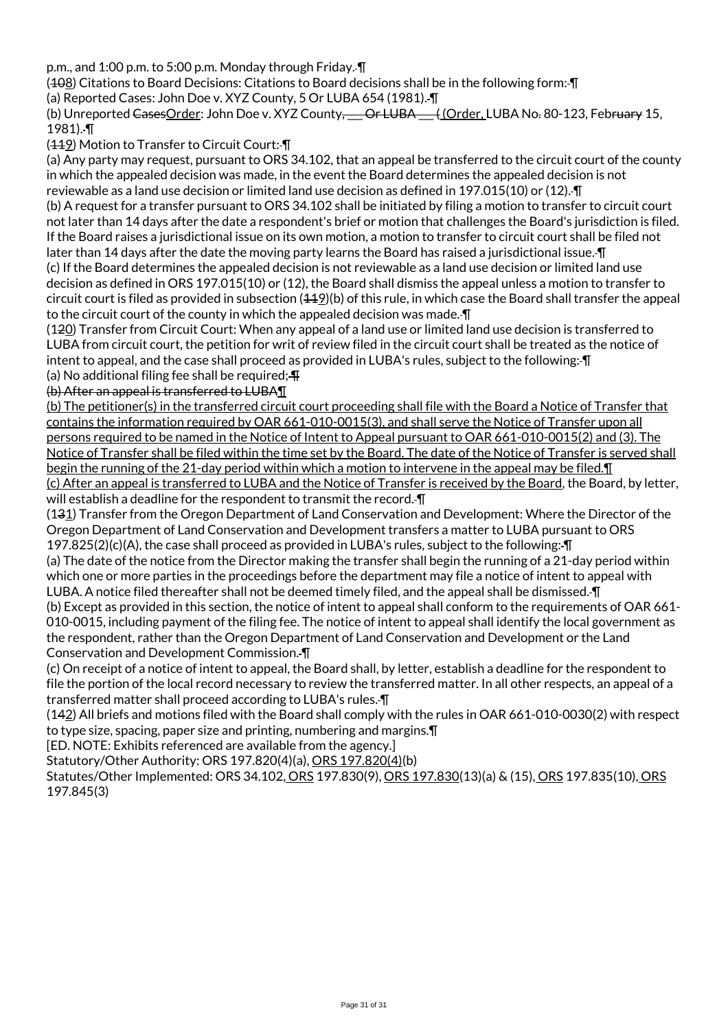p.m., and 1:00 p.m. to 5:00 p.m. Monday through Friday.¶

(~~10~~8) Citations to Board Decisions: Citations to Board decisions shall be in the following form:¶

(a) Reported Cases: John Doe v. XYZ County, 5 Or LUBA 654 (1981).¶

(b) Unreported ~~Cases~~Order: John Doe v. XYZ County, ~~\_\_\_ Or LUBA \_\_\_~~ ( (Order, LUBA No. 80-123, Feb~~ruary~~ 15, 1981).¶

(~~11~~9) Motion to Transfer to Circuit Court:¶

(a) Any party may request, pursuant to ORS 34.102, that an appeal be transferred to the circuit court of the county in which the appealed decision was made, in the event the Board determines the appealed decision is not reviewable as a land use decision or limited land use decision as defined in 197.015(10) or (12).¶

(b) A request for a transfer pursuant to ORS 34.102 shall be initiated by filing a motion to transfer to circuit court not later than 14 days after the date a respondent's brief or motion that challenges the Board's jurisdiction is filed. If the Board raises a jurisdictional issue on its own motion, a motion to transfer to circuit court shall be filed not later than 14 days after the date the moving party learns the Board has raised a jurisdictional issue.¶

(c) If the Board determines the appealed decision is not reviewable as a land use decision or limited land use decision as defined in ORS 197.015(10) or (12), the Board shall dismiss the appeal unless a motion to transfer to circuit court is filed as provided in subsection (~~11~~9)(b) of this rule, in which case the Board shall transfer the appeal to the circuit court of the county in which the appealed decision was made.¶

(1~~2~~0) Transfer from Circuit Court: When any appeal of a land use or limited land use decision is transferred to LUBA from circuit court, the petition for writ of review filed in the circuit court shall be treated as the notice of intent to appeal, and the case shall proceed as provided in LUBA's rules, subject to the following:¶

(a) No additional filing fee shall be required;~~¶~~

~~(b) After an appeal is transferred to LUBA¶~~

<u>(b) The petitioner(s) in the transferred circuit court proceeding shall file with the Board a Notice of Transfer that contains the information required by OAR 661-010-0015(3), and shall serve the Notice of Transfer upon all persons required to be named in the Notice of Intent to Appeal pursuant to OAR 661-010-0015(2) and (3). The Notice of Transfer shall be filed within the time set by the Board. The date of the Notice of Transfer is served shall begin the running of the 21-day period within which a motion to intervene in the appeal may be filed.¶</u>

<u>(c) After an appeal is transferred to LUBA and the Notice of Transfer is received by the Board</u>, the Board, by letter, will establish a deadline for the respondent to transmit the record.¶

(1~~3~~1) Transfer from the Oregon Department of Land Conservation and Development: Where the Director of the Oregon Department of Land Conservation and Development transfers a matter to LUBA pursuant to ORS 197.825(2)(c)(A), the case shall proceed as provided in LUBA's rules, subject to the following:¶

(a) The date of the notice from the Director making the transfer shall begin the running of a 21-day period within which one or more parties in the proceedings before the department may file a notice of intent to appeal with LUBA. A notice filed thereafter shall not be deemed timely filed, and the appeal shall be dismissed.¶

(b) Except as provided in this section, the notice of intent to appeal shall conform to the requirements of OAR 661-010-0015, including payment of the filing fee. The notice of intent to appeal shall identify the local government as the respondent, rather than the Oregon Department of Land Conservation and Development or the Land Conservation and Development Commission.¶

(c) On receipt of a notice of intent to appeal, the Board shall, by letter, establish a deadline for the respondent to file the portion of the local record necessary to review the transferred matter. In all other respects, an appeal of a transferred matter shall proceed according to LUBA's rules.¶

(1~~4~~2) All briefs and motions filed with the Board shall comply with the rules in OAR 661-010-0030(2) with respect to type size, spacing, paper size and printing, numbering and margins.¶

[ED. NOTE: Exhibits referenced are available from the agency.]

Statutory/Other Authority: ORS 197.820(4)(a), <u>ORS 197.820(4)</u>(b)

Statutes/Other Implemented: ORS 34.102, <u>ORS</u> 197.830(9), <u>ORS 197.830</u>(13)(a) & (15), <u>ORS</u> 197.835(10), <u>ORS</u> 197.845(3)